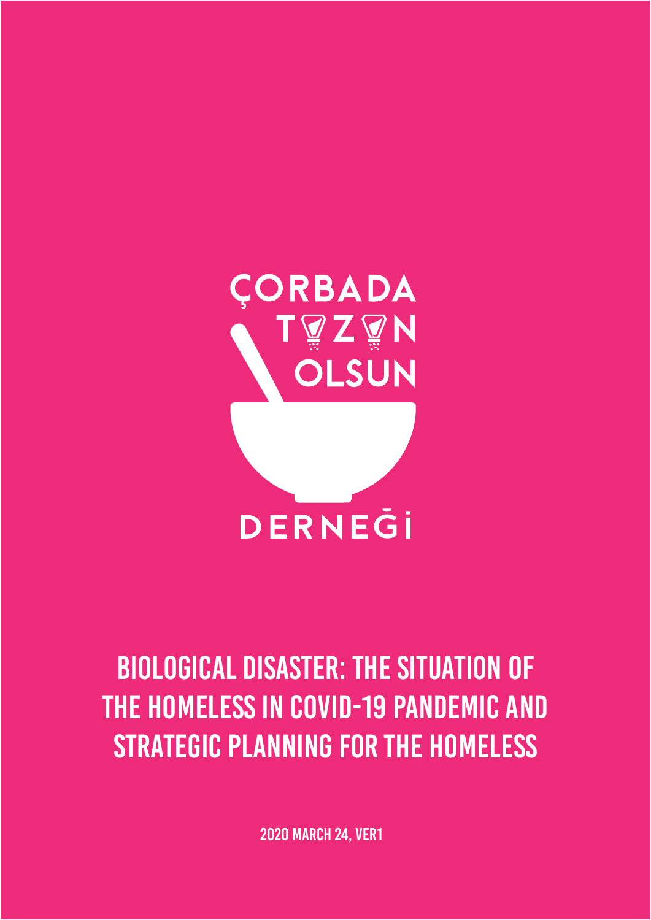ÇORBADA TUZUN OLSUN

DERNEĞİ

# BIOLOGICAL DISASTER: THE SITUATION OF THE HOMELESS IN COVID-19 PANDEMIC AND STRATEGIC PLANNING FOR THE HOMELESS

**2020 MARCH 24, VER1**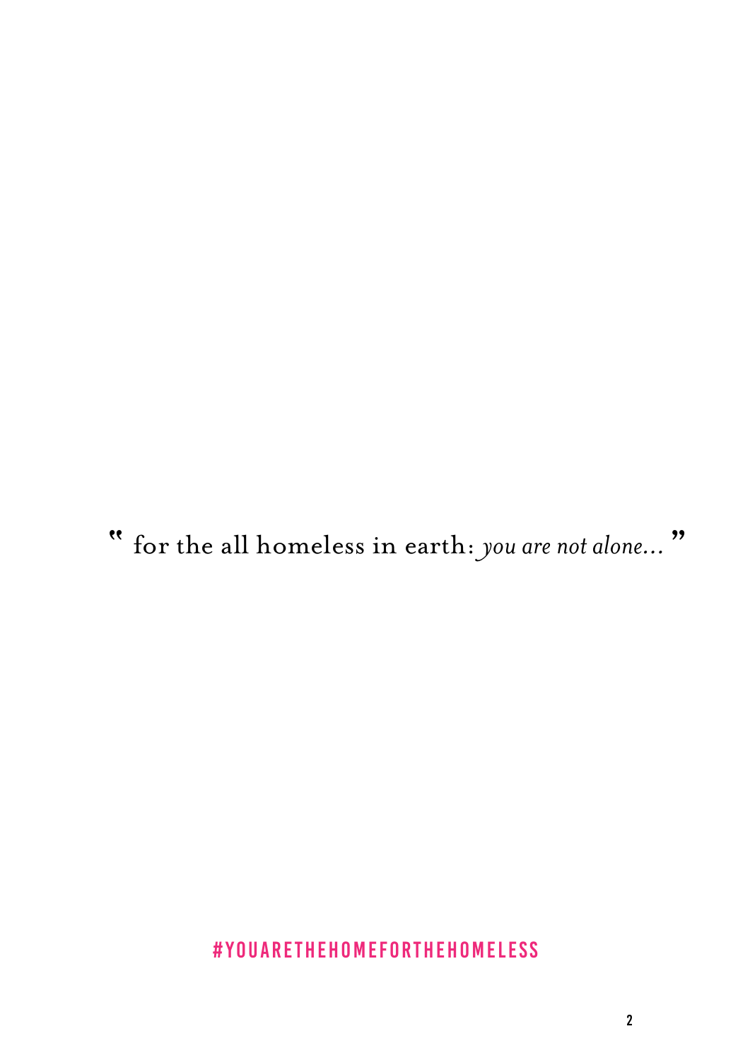" for the all homeless in earth: *you are not alone...* "

**#YOUARETHEHOMEFORTHEHOMELESS**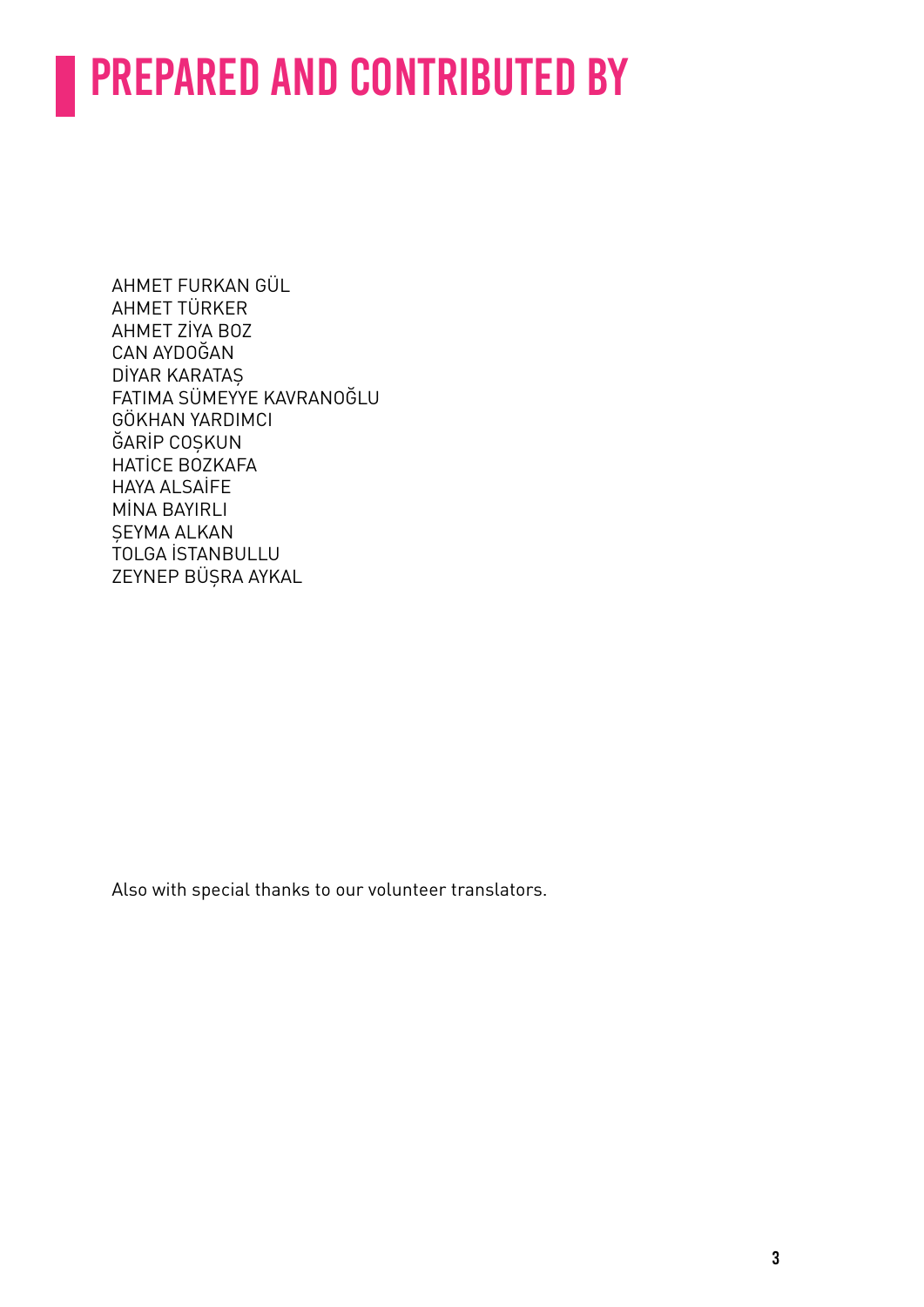# PREPARED AND CONTRIBUTED BY

AHMET FURKAN GÜL
AHMET TÜRKER
AHMET ZİYA BOZ
CAN AYDOĞAN
DİYAR KARATAŞ
FATIMA SÜMEYYE KAVRANOĞLU
GÖKHAN YARDIMCI
ĞARİP COŞKUN
HATİCE BOZKAFA
HAYA ALSAİFE
MİNA BAYIRLI
ŞEYMA ALKAN
TOLGA İSTANBULLU
ZEYNEP BÜŞRA AYKAL

Also with special thanks to our volunteer translators.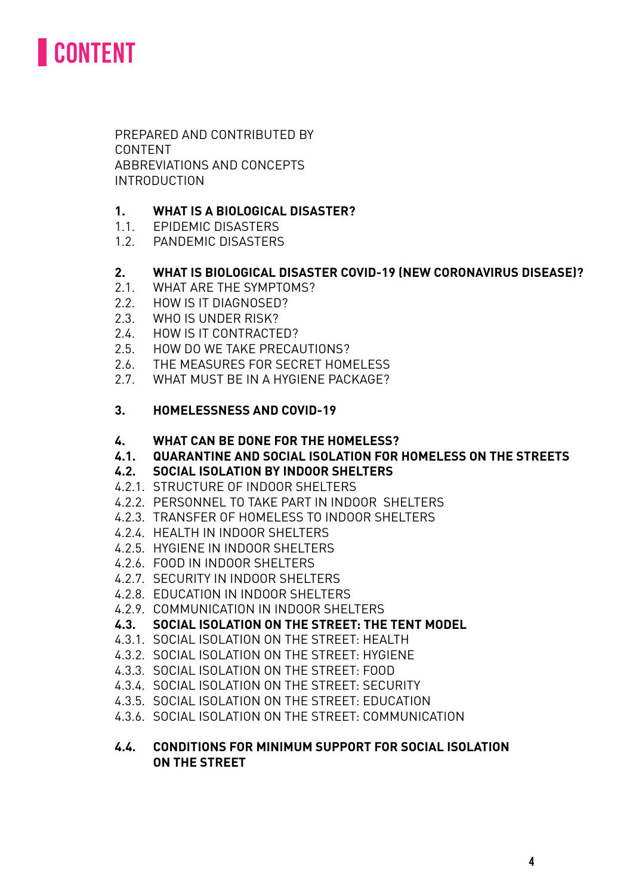# CONTENT

PREPARED AND CONTRIBUTED BY
CONTENT
ABBREVIATIONS AND CONCEPTS
INTRODUCTION

**1. WHAT IS A BIOLOGICAL DISASTER?**
1.1. EPIDEMIC DISASTERS
1.2. PANDEMIC DISASTERS

**2. WHAT IS BIOLOGICAL DISASTER COVID-19 (NEW CORONAVIRUS DISEASE)?**
2.1. WHAT ARE THE SYMPTOMS?
2.2. HOW IS IT DIAGNOSED?
2.3. WHO IS UNDER RISK?
2.4. HOW IS IT CONTRACTED?
2.5. HOW DO WE TAKE PRECAUTIONS?
2.6. THE MEASURES FOR SECRET HOMELESS
2.7. WHAT MUST BE IN A HYGIENE PACKAGE?

**3. HOMELESSNESS AND COVID-19**

**4. WHAT CAN BE DONE FOR THE HOMELESS?**
**4.1. QUARANTINE AND SOCIAL ISOLATION FOR HOMELESS ON THE STREETS**
**4.2. SOCIAL ISOLATION BY INDOOR SHELTERS**
4.2.1. STRUCTURE OF INDOOR SHELTERS
4.2.2. PERSONNEL TO TAKE PART IN INDOOR SHELTERS
4.2.3. TRANSFER OF HOMELESS TO INDOOR SHELTERS
4.2.4. HEALTH IN INDOOR SHELTERS
4.2.5. HYGIENE IN INDOOR SHELTERS
4.2.6. FOOD IN INDOOR SHELTERS
4.2.7. SECURITY IN INDOOR SHELTERS
4.2.8. EDUCATION IN INDOOR SHELTERS
4.2.9. COMMUNICATION IN INDOOR SHELTERS
**4.3. SOCIAL ISOLATION ON THE STREET: THE TENT MODEL**
4.3.1. SOCIAL ISOLATION ON THE STREET: HEALTH
4.3.2. SOCIAL ISOLATION ON THE STREET: HYGIENE
4.3.3. SOCIAL ISOLATION ON THE STREET: FOOD
4.3.4. SOCIAL ISOLATION ON THE STREET: SECURITY
4.3.5. SOCIAL ISOLATION ON THE STREET: EDUCATION
4.3.6. SOCIAL ISOLATION ON THE STREET: COMMUNICATION

**4.4. CONDITIONS FOR MINIMUM SUPPORT FOR SOCIAL ISOLATION ON THE STREET**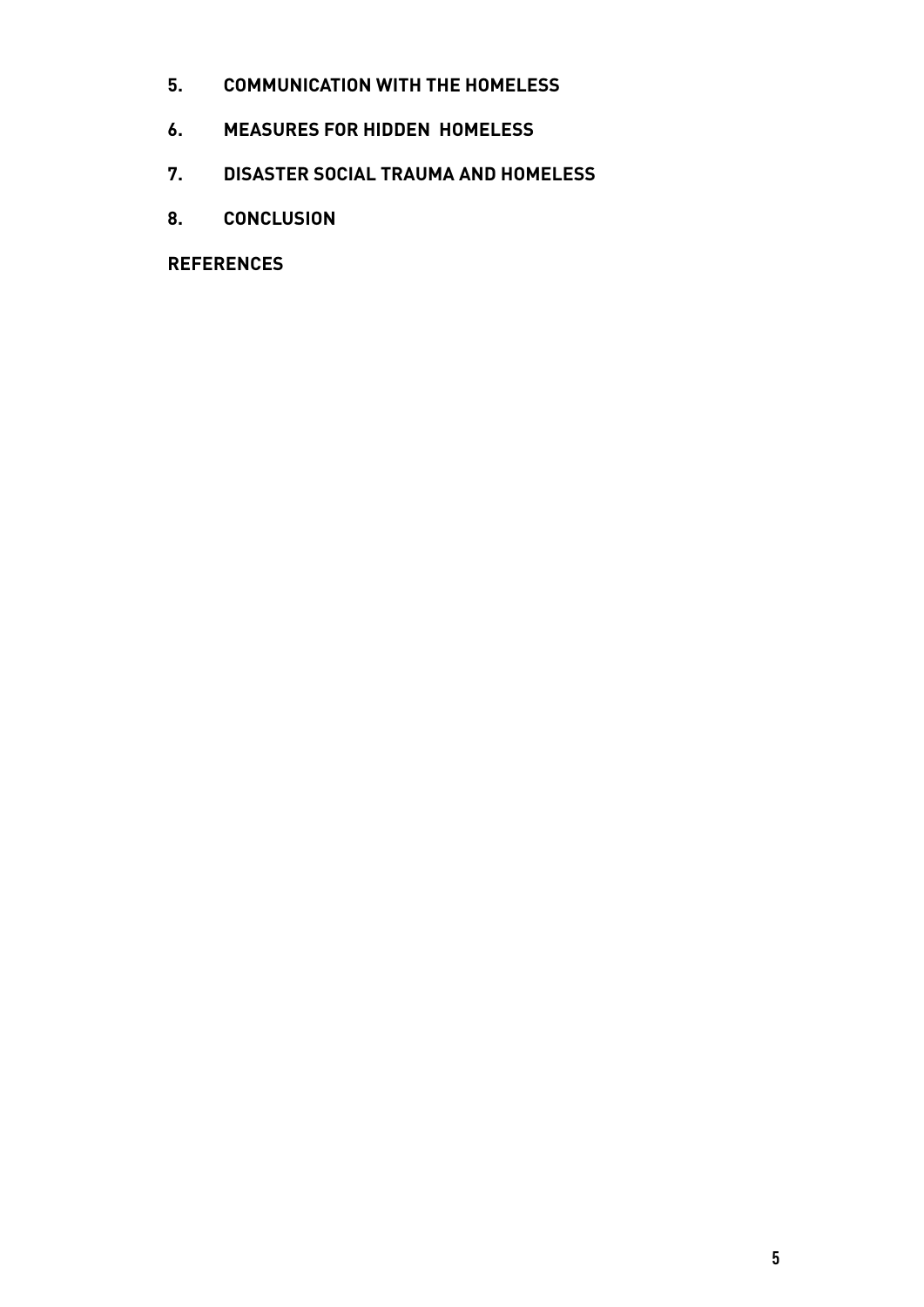5. **COMMUNICATION WITH THE HOMELESS**

6. **MEASURES FOR HIDDEN HOMELESS**

7. **DISASTER SOCIAL TRAUMA AND HOMELESS**

8. **CONCLUSION**

**REFERENCES**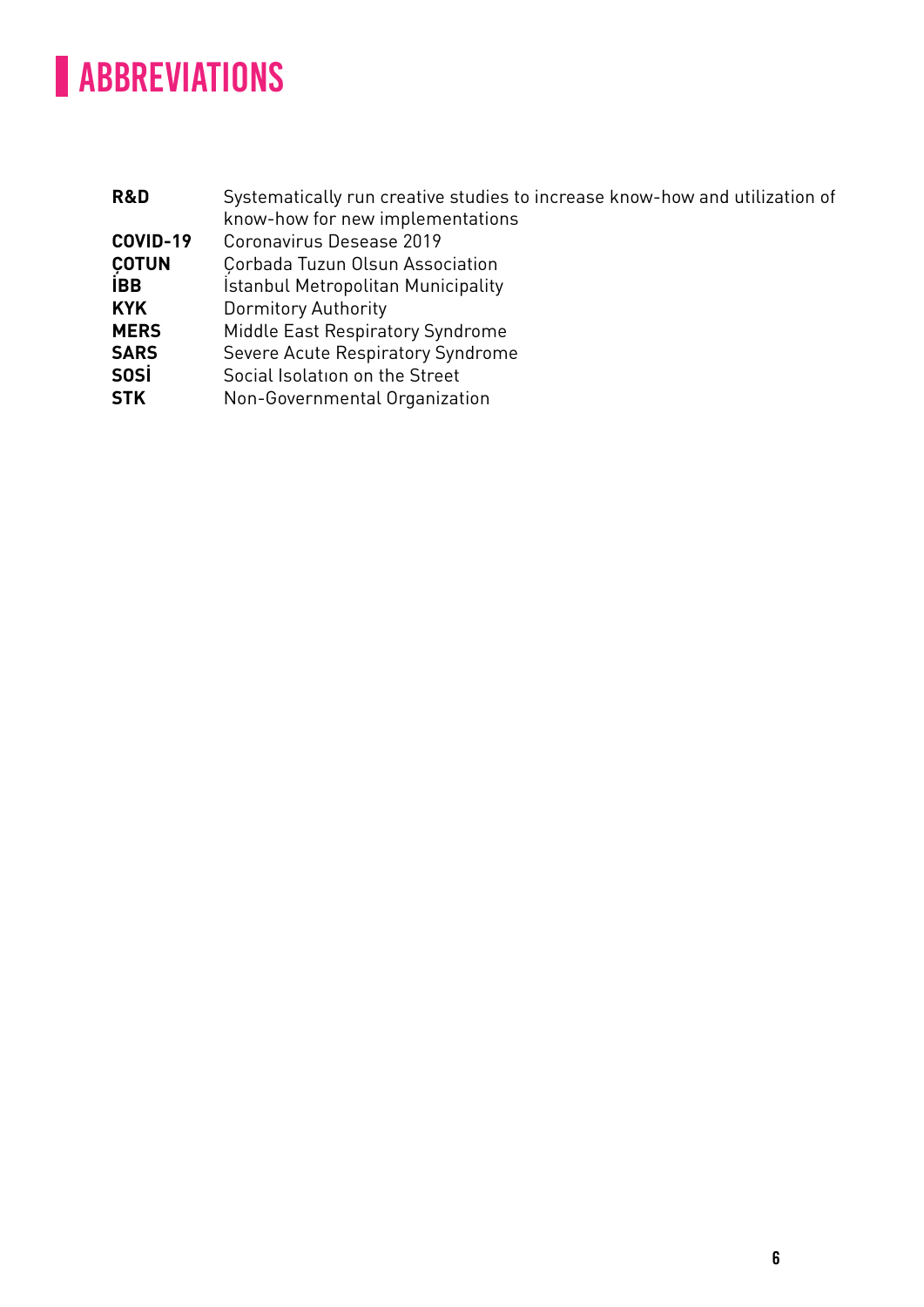# ABBREVIATIONS

| | |
|---|---|
| **R&D** | Systematically run creative studies to increase know-how and utilization of know-how for new implementations |
| **COVID-19** | Coronavirus Desease 2019 |
| **ÇOTUN** | Çorbada Tuzun Olsun Association |
| **İBB** | İstanbul Metropolitan Municipality |
| **KYK** | Dormitory Authority |
| **MERS** | Middle East Respiratory Syndrome |
| **SARS** | Severe Acute Respiratory Syndrome |
| **SOSİ** | Social Isolatıon on the Street |
| **STK** | Non-Governmental Organization |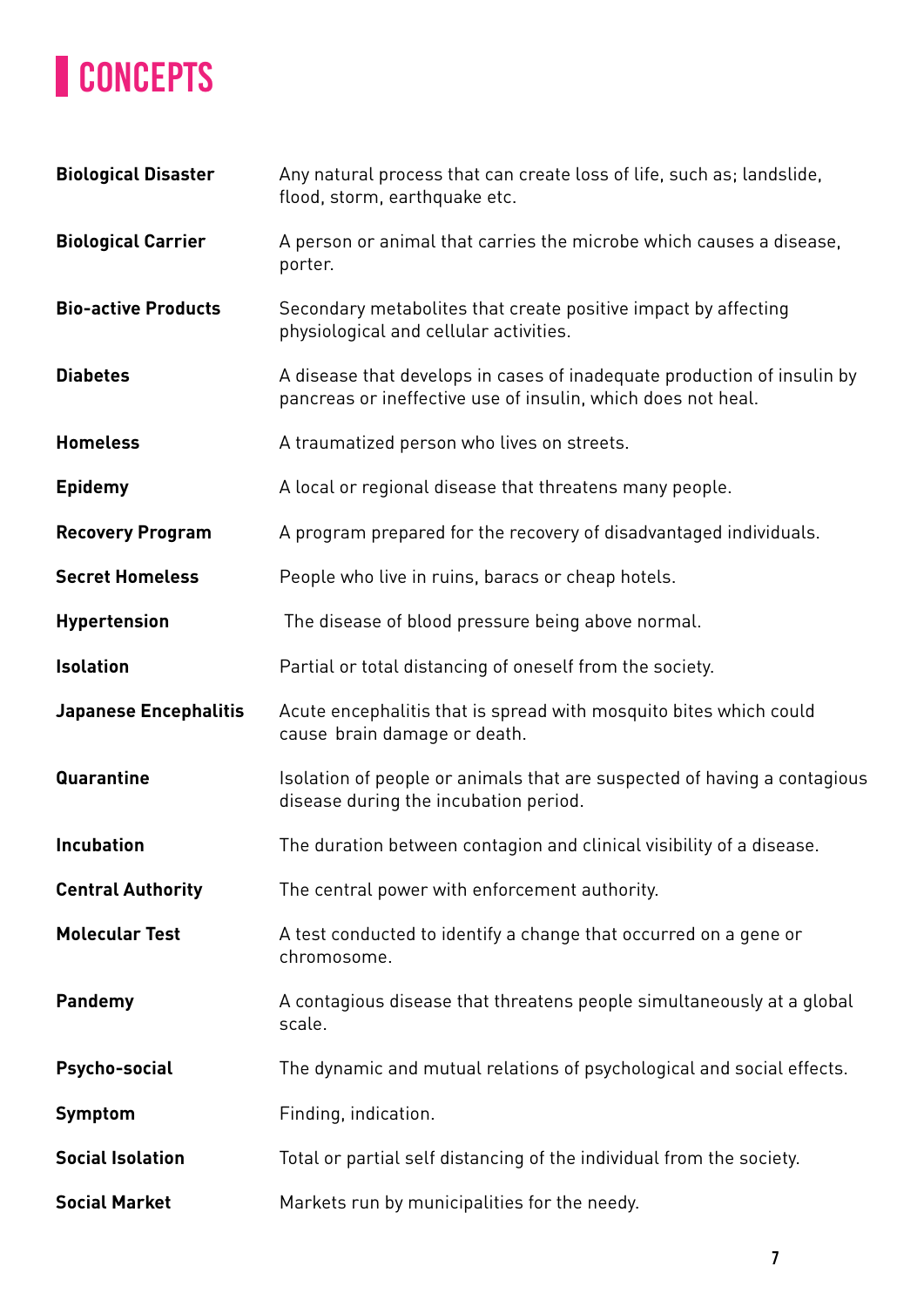# CONCEPTS

| | |
|---|---|
| **Biological Disaster** | Any natural process that can create loss of life, such as; landslide, flood, storm, earthquake etc. |
| **Biological Carrier** | A person or animal that carries the microbe which causes a disease, porter. |
| **Bio-active Products** | Secondary metabolites that create positive impact by affecting physiological and cellular activities. |
| **Diabetes** | A disease that develops in cases of inadequate production of insulin by pancreas or ineffective use of insulin, which does not heal. |
| **Homeless** | A traumatized person who lives on streets. |
| **Epidemy** | A local or regional disease that threatens many people. |
| **Recovery Program** | A program prepared for the recovery of disadvantaged individuals. |
| **Secret Homeless** | People who live in ruins, baracs or cheap hotels. |
| **Hypertension** | The disease of blood pressure being above normal. |
| **Isolation** | Partial or total distancing of oneself from the society. |
| **Japanese Encephalitis** | Acute encephalitis that is spread with mosquito bites which could cause brain damage or death. |
| **Quarantine** | Isolation of people or animals that are suspected of having a contagious disease during the incubation period. |
| **Incubation** | The duration between contagion and clinical visibility of a disease. |
| **Central Authority** | The central power with enforcement authority. |
| **Molecular Test** | A test conducted to identify a change that occurred on a gene or chromosome. |
| **Pandemy** | A contagious disease that threatens people simultaneously at a global scale. |
| **Psycho-social** | The dynamic and mutual relations of psychological and social effects. |
| **Symptom** | Finding, indication. |
| **Social Isolation** | Total or partial self distancing of the individual from the society. |
| **Social Market** | Markets run by municipalities for the needy. |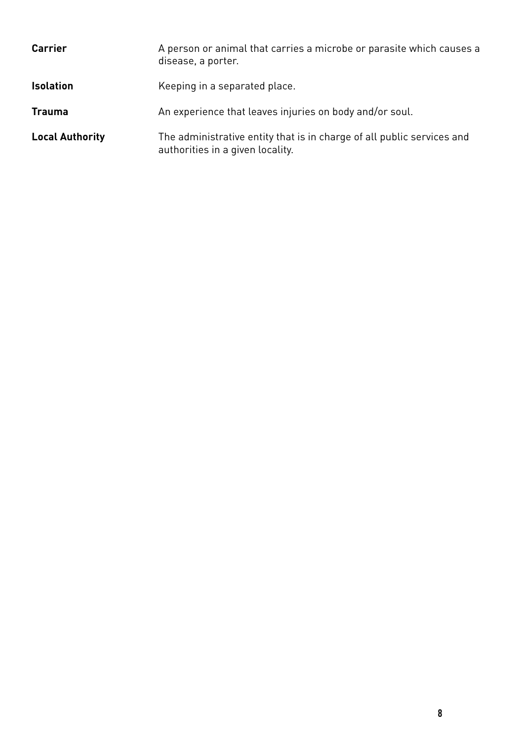| | |
|---|---|
| **Carrier** | A person or animal that carries a microbe or parasite which causes a disease, a porter. |
| **Isolation** | Keeping in a separated place. |
| **Trauma** | An experience that leaves injuries on body and/or soul. |
| **Local Authority** | The administrative entity that is in charge of all public services and authorities in a given locality. |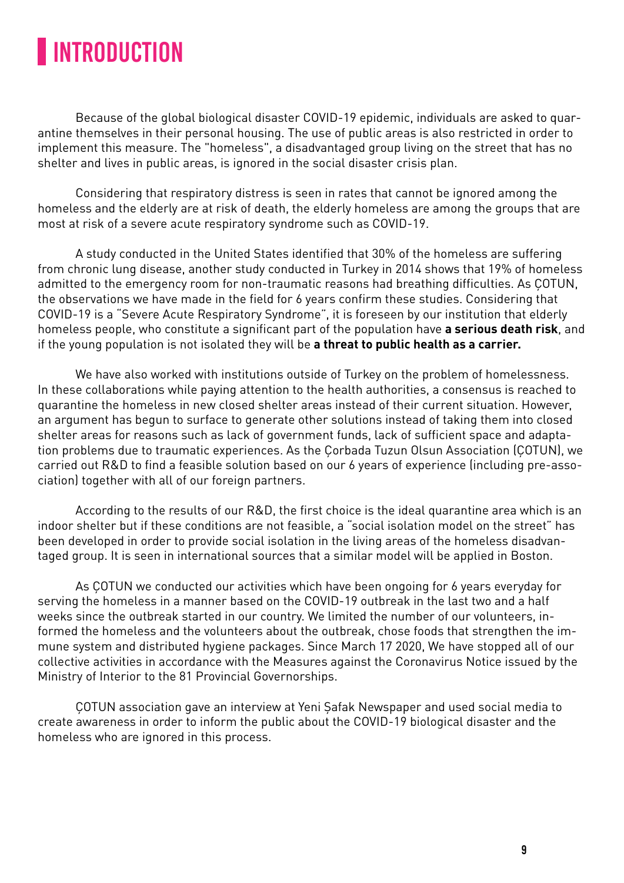# INTRODUCTION

Because of the global biological disaster COVID-19 epidemic, individuals are asked to quarantine themselves in their personal housing. The use of public areas is also restricted in order to implement this measure. The "homeless", a disadvantaged group living on the street that has no shelter and lives in public areas, is ignored in the social disaster crisis plan.

Considering that respiratory distress is seen in rates that cannot be ignored among the homeless and the elderly are at risk of death, the elderly homeless are among the groups that are most at risk of a severe acute respiratory syndrome such as COVID-19.

A study conducted in the United States identified that 30% of the homeless are suffering from chronic lung disease, another study conducted in Turkey in 2014 shows that 19% of homeless admitted to the emergency room for non-traumatic reasons had breathing difficulties. As ÇOTUN, the observations we have made in the field for 6 years confirm these studies. Considering that COVID-19 is a "Severe Acute Respiratory Syndrome", it is foreseen by our institution that elderly homeless people, who constitute a significant part of the population have **a serious death risk**, and if the young population is not isolated they will be **a threat to public health as a carrier.**

We have also worked with institutions outside of Turkey on the problem of homelessness. In these collaborations while paying attention to the health authorities, a consensus is reached to quarantine the homeless in new closed shelter areas instead of their current situation. However, an argument has begun to surface to generate other solutions instead of taking them into closed shelter areas for reasons such as lack of government funds, lack of sufficient space and adaptation problems due to traumatic experiences. As the Çorbada Tuzun Olsun Association (ÇOTUN), we carried out R&D to find a feasible solution based on our 6 years of experience (including pre-association) together with all of our foreign partners.

According to the results of our R&D, the first choice is the ideal quarantine area which is an indoor shelter but if these conditions are not feasible, a "social isolation model on the street" has been developed in order to provide social isolation in the living areas of the homeless disadvantaged group. It is seen in international sources that a similar model will be applied in Boston.

As ÇOTUN we conducted our activities which have been ongoing for 6 years everyday for serving the homeless in a manner based on the COVID-19 outbreak in the last two and a half weeks since the outbreak started in our country. We limited the number of our volunteers, informed the homeless and the volunteers about the outbreak, chose foods that strengthen the immune system and distributed hygiene packages. Since March 17 2020, We have stopped all of our collective activities in accordance with the Measures against the Coronavirus Notice issued by the Ministry of Interior to the 81 Provincial Governorships.

ÇOTUN association gave an interview at Yeni Şafak Newspaper and used social media to create awareness in order to inform the public about the COVID-19 biological disaster and the homeless who are ignored in this process.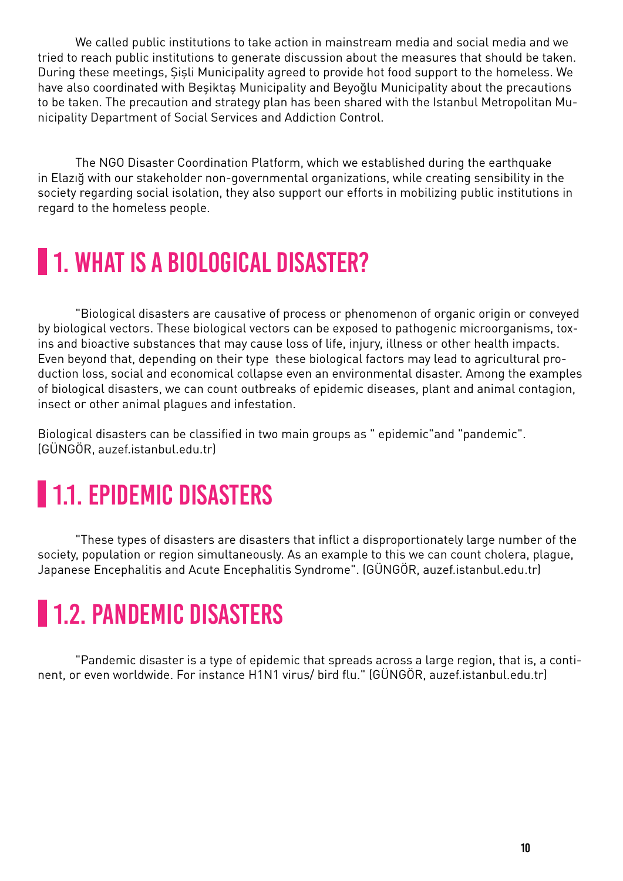We called public institutions to take action in mainstream media and social media and we tried to reach public institutions to generate discussion about the measures that should be taken. During these meetings, Şişli Municipality agreed to provide hot food support to the homeless. We have also coordinated with Beşiktaş Municipality and Beyoğlu Municipality about the precautions to be taken. The precaution and strategy plan has been shared with the Istanbul Metropolitan Municipality Department of Social Services and Addiction Control.

The NGO Disaster Coordination Platform, which we established during the earthquake in Elazığ with our stakeholder non-governmental organizations, while creating sensibility in the society regarding social isolation, they also support our efforts in mobilizing public institutions in regard to the homeless people.

# 1. WHAT IS A BIOLOGICAL DISASTER?

"Biological disasters are causative of process or phenomenon of organic origin or conveyed by biological vectors. These biological vectors can be exposed to pathogenic microorganisms, toxins and bioactive substances that may cause loss of life, injury, illness or other health impacts. Even beyond that, depending on their type these biological factors may lead to agricultural production loss, social and economical collapse even an environmental disaster. Among the examples of biological disasters, we can count outbreaks of epidemic diseases, plant and animal contagion, insect or other animal plagues and infestation.

Biological disasters can be classified in two main groups as " epidemic"and "pandemic". (GÜNGÖR, auzef.istanbul.edu.tr)

## 1.1. EPIDEMIC DISASTERS

"These types of disasters are disasters that inflict a disproportionately large number of the society, population or region simultaneously. As an example to this we can count cholera, plague, Japanese Encephalitis and Acute Encephalitis Syndrome". (GÜNGÖR, auzef.istanbul.edu.tr)

## 1.2. PANDEMIC DISASTERS

"Pandemic disaster is a type of epidemic that spreads across a large region, that is, a continent, or even worldwide. For instance H1N1 virus/ bird flu." (GÜNGÖR, auzef.istanbul.edu.tr)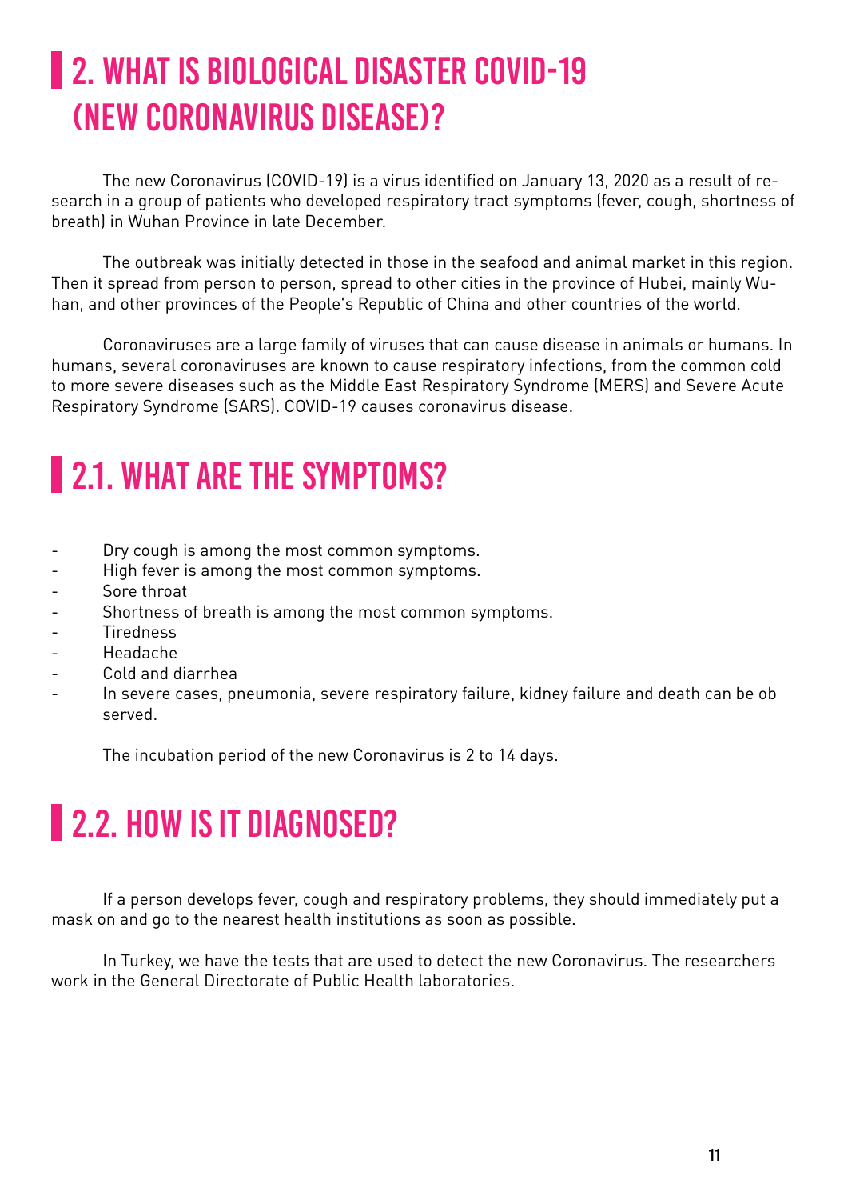# 2. WHAT IS BIOLOGICAL DISASTER COVID-19 (NEW CORONAVIRUS DISEASE)?

The new Coronavirus (COVID-19) is a virus identified on January 13, 2020 as a result of research in a group of patients who developed respiratory tract symptoms (fever, cough, shortness of breath) in Wuhan Province in late December.

The outbreak was initially detected in those in the seafood and animal market in this region. Then it spread from person to person, spread to other cities in the province of Hubei, mainly Wuhan, and other provinces of the People's Republic of China and other countries of the world.

Coronaviruses are a large family of viruses that can cause disease in animals or humans. In humans, several coronaviruses are known to cause respiratory infections, from the common cold to more severe diseases such as the Middle East Respiratory Syndrome (MERS) and Severe Acute Respiratory Syndrome (SARS). COVID-19 causes coronavirus disease.

## 2.1. WHAT ARE THE SYMPTOMS?

- Dry cough is among the most common symptoms.
- High fever is among the most common symptoms.
- Sore throat
- Shortness of breath is among the most common symptoms.
- Tiredness
- Headache
- Cold and diarrhea
- In severe cases, pneumonia, severe respiratory failure, kidney failure and death can be observed.

The incubation period of the new Coronavirus is 2 to 14 days.

## 2.2. HOW IS IT DIAGNOSED?

If a person develops fever, cough and respiratory problems, they should immediately put a mask on and go to the nearest health institutions as soon as possible.

In Turkey, we have the tests that are used to detect the new Coronavirus. The researchers work in the General Directorate of Public Health laboratories.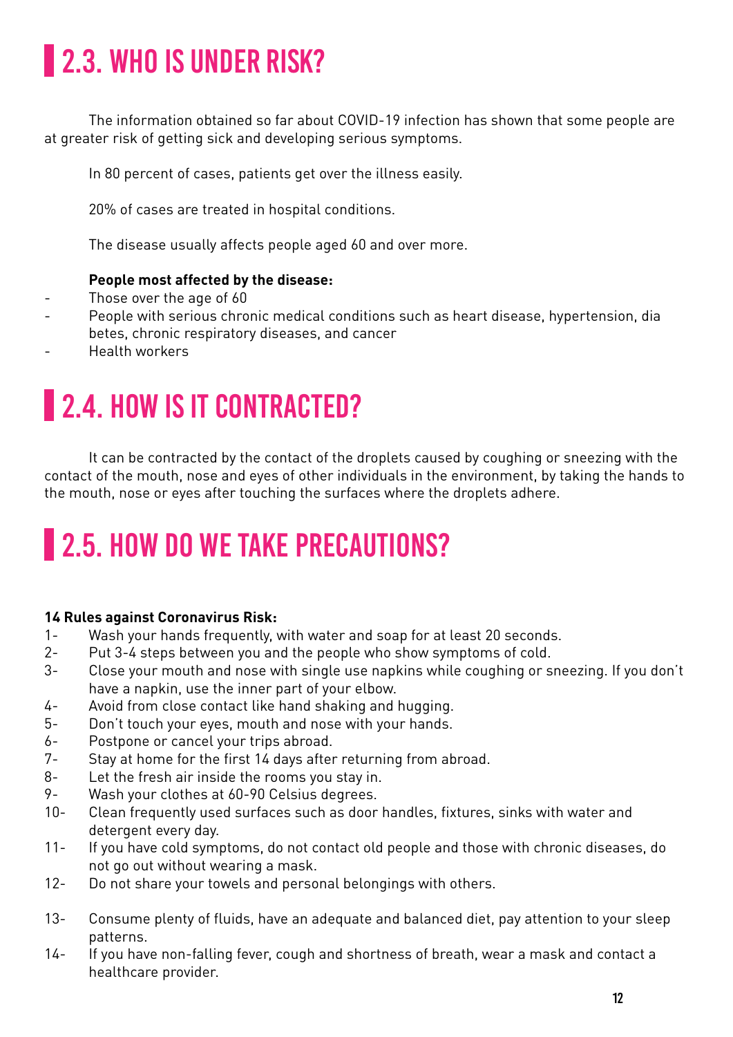## 2.3. WHO IS UNDER RISK?

The information obtained so far about COVID-19 infection has shown that some people are at greater risk of getting sick and developing serious symptoms.

In 80 percent of cases, patients get over the illness easily.

20% of cases are treated in hospital conditions.

The disease usually affects people aged 60 and over more.

**People most affected by the disease:**

- Those over the age of 60
- People with serious chronic medical conditions such as heart disease, hypertension, dia betes, chronic respiratory diseases, and cancer
- Health workers

## 2.4. HOW IS IT CONTRACTED?

It can be contracted by the contact of the droplets caused by coughing or sneezing with the contact of the mouth, nose and eyes of other individuals in the environment, by taking the hands to the mouth, nose or eyes after touching the surfaces where the droplets adhere.

## 2.5. HOW DO WE TAKE PRECAUTIONS?

**14 Rules against Coronavirus Risk:**

1- Wash your hands frequently, with water and soap for at least 20 seconds.
2- Put 3-4 steps between you and the people who show symptoms of cold.
3- Close your mouth and nose with single use napkins while coughing or sneezing. If you don't have a napkin, use the inner part of your elbow.
4- Avoid from close contact like hand shaking and hugging.
5- Don't touch your eyes, mouth and nose with your hands.
6- Postpone or cancel your trips abroad.
7- Stay at home for the first 14 days after returning from abroad.
8- Let the fresh air inside the rooms you stay in.
9- Wash your clothes at 60-90 Celsius degrees.
10- Clean frequently used surfaces such as door handles, fixtures, sinks with water and detergent every day.
11- If you have cold symptoms, do not contact old people and those with chronic diseases, do not go out without wearing a mask.
12- Do not share your towels and personal belongings with others.
13- Consume plenty of fluids, have an adequate and balanced diet, pay attention to your sleep patterns.
14- If you have non-falling fever, cough and shortness of breath, wear a mask and contact a healthcare provider.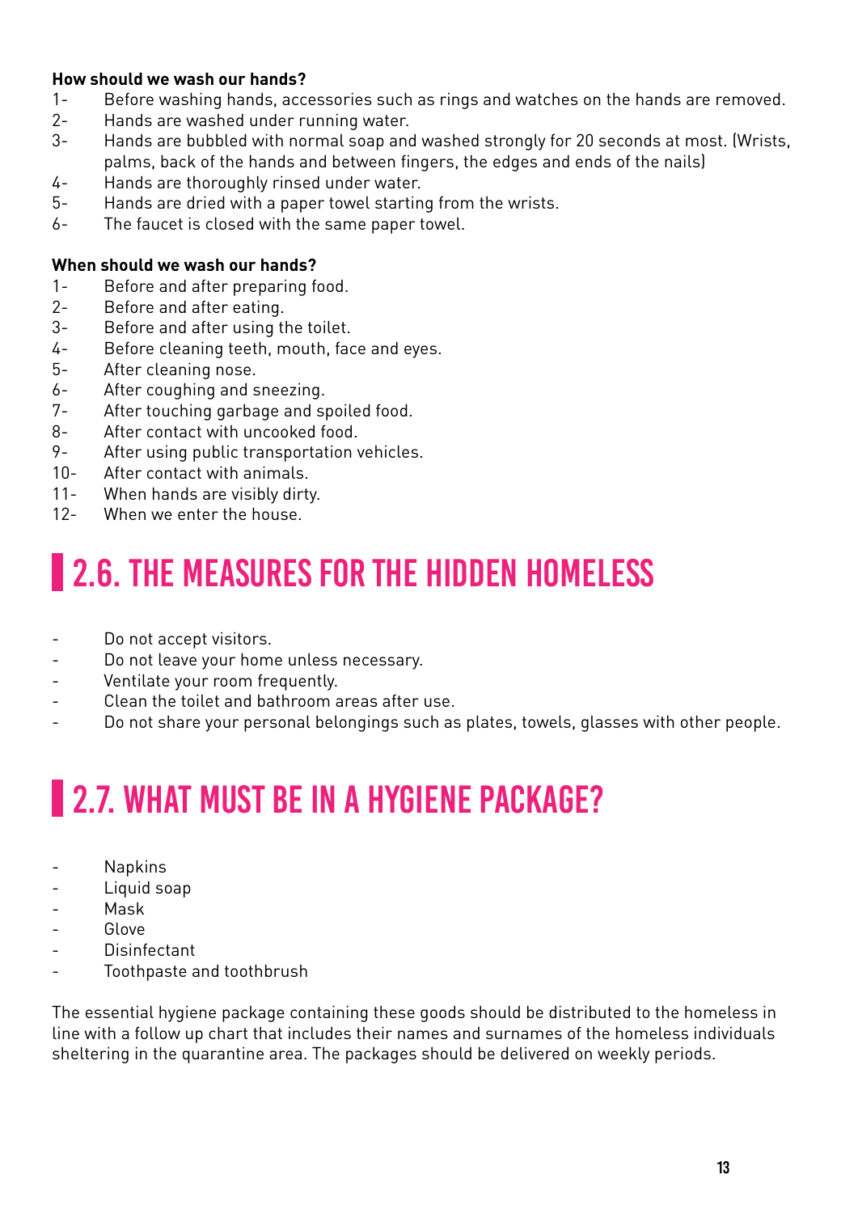**How should we wash our hands?**

1- Before washing hands, accessories such as rings and watches on the hands are removed.
2- Hands are washed under running water.
3- Hands are bubbled with normal soap and washed strongly for 20 seconds at most. (Wrists, palms, back of the hands and between fingers, the edges and ends of the nails)
4- Hands are thoroughly rinsed under water.
5- Hands are dried with a paper towel starting from the wrists.
6- The faucet is closed with the same paper towel.

**When should we wash our hands?**

1- Before and after preparing food.
2- Before and after eating.
3- Before and after using the toilet.
4- Before cleaning teeth, mouth, face and eyes.
5- After cleaning nose.
6- After coughing and sneezing.
7- After touching garbage and spoiled food.
8- After contact with uncooked food.
9- After using public transportation vehicles.
10- After contact with animals.
11- When hands are visibly dirty.
12- When we enter the house.

## 2.6. THE MEASURES FOR THE HIDDEN HOMELESS

- Do not accept visitors.
- Do not leave your home unless necessary.
- Ventilate your room frequently.
- Clean the toilet and bathroom areas after use.
- Do not share your personal belongings such as plates, towels, glasses with other people.

## 2.7. WHAT MUST BE IN A HYGIENE PACKAGE?

- Napkins
- Liquid soap
- Mask
- Glove
- Disinfectant
- Toothpaste and toothbrush

The essential hygiene package containing these goods should be distributed to the homeless in line with a follow up chart that includes their names and surnames of the homeless individuals sheltering in the quarantine area. The packages should be delivered on weekly periods.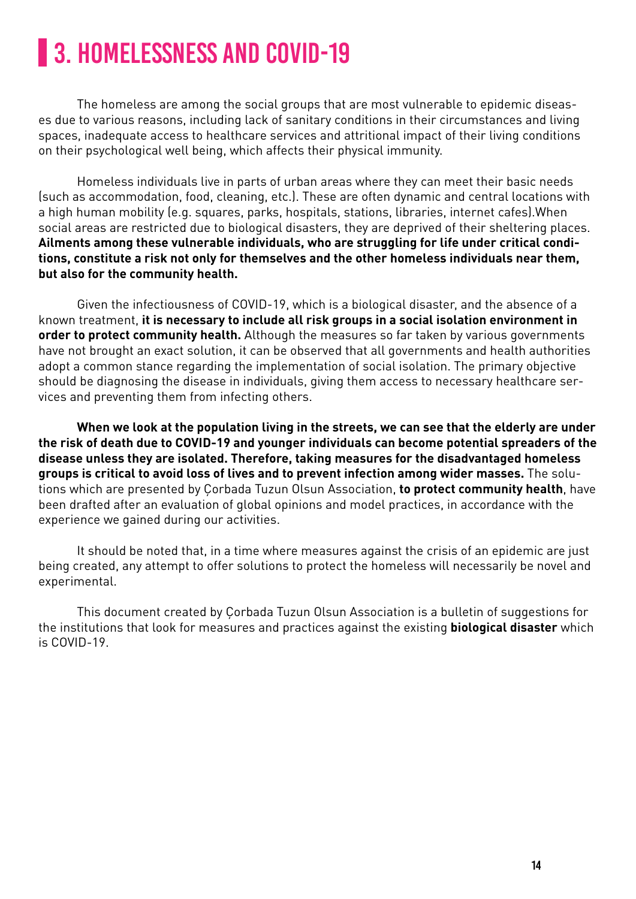# 3. HOMELESSNESS AND COVID-19

The homeless are among the social groups that are most vulnerable to epidemic diseases due to various reasons, including lack of sanitary conditions in their circumstances and living spaces, inadequate access to healthcare services and attritional impact of their living conditions on their psychological well being, which affects their physical immunity.

Homeless individuals live in parts of urban areas where they can meet their basic needs (such as accommodation, food, cleaning, etc.). These are often dynamic and central locations with a high human mobility (e.g. squares, parks, hospitals, stations, libraries, internet cafes).When social areas are restricted due to biological disasters, they are deprived of their sheltering places. **Ailments among these vulnerable individuals, who are struggling for life under critical conditions, constitute a risk not only for themselves and the other homeless individuals near them, but also for the community health.**

Given the infectiousness of COVID-19, which is a biological disaster, and the absence of a known treatment, **it is necessary to include all risk groups in a social isolation environment in order to protect community health.** Although the measures so far taken by various governments have not brought an exact solution, it can be observed that all governments and health authorities adopt a common stance regarding the implementation of social isolation. The primary objective should be diagnosing the disease in individuals, giving them access to necessary healthcare services and preventing them from infecting others.

**When we look at the population living in the streets, we can see that the elderly are under the risk of death due to COVID-19 and younger individuals can become potential spreaders of the disease unless they are isolated. Therefore, taking measures for the disadvantaged homeless groups is critical to avoid loss of lives and to prevent infection among wider masses.** The solutions which are presented by Çorbada Tuzun Olsun Association, **to protect community health**, have been drafted after an evaluation of global opinions and model practices, in accordance with the experience we gained during our activities.

It should be noted that, in a time where measures against the crisis of an epidemic are just being created, any attempt to offer solutions to protect the homeless will necessarily be novel and experimental.

This document created by Çorbada Tuzun Olsun Association is a bulletin of suggestions for the institutions that look for measures and practices against the existing **biological disaster** which is COVID-19.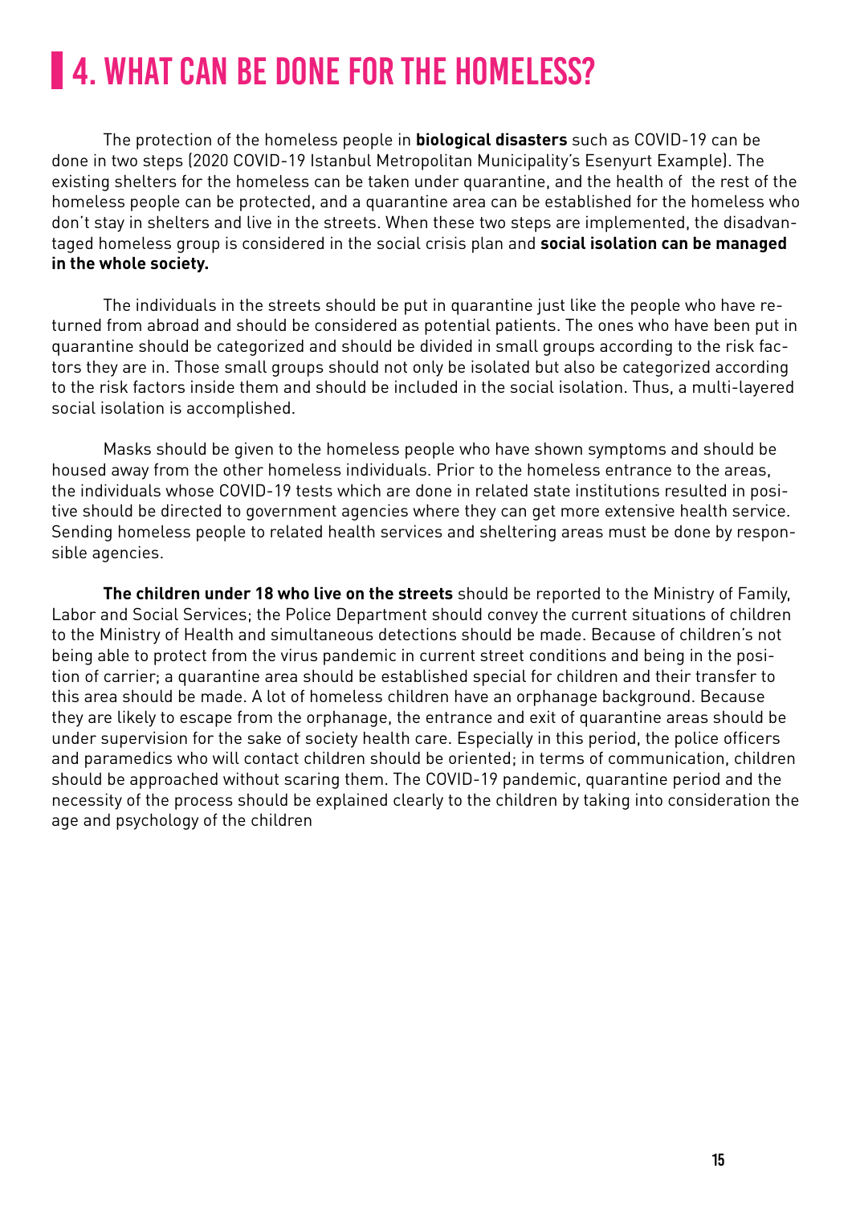# 4. WHAT CAN BE DONE FOR THE HOMELESS?

The protection of the homeless people in **biological disasters** such as COVID-19 can be done in two steps (2020 COVID-19 Istanbul Metropolitan Municipality's Esenyurt Example). The existing shelters for the homeless can be taken under quarantine, and the health of the rest of the homeless people can be protected, and a quarantine area can be established for the homeless who don't stay in shelters and live in the streets. When these two steps are implemented, the disadvantaged homeless group is considered in the social crisis plan and **social isolation can be managed in the whole society.**

The individuals in the streets should be put in quarantine just like the people who have returned from abroad and should be considered as potential patients. The ones who have been put in quarantine should be categorized and should be divided in small groups according to the risk factors they are in. Those small groups should not only be isolated but also be categorized according to the risk factors inside them and should be included in the social isolation. Thus, a multi-layered social isolation is accomplished.

Masks should be given to the homeless people who have shown symptoms and should be housed away from the other homeless individuals. Prior to the homeless entrance to the areas, the individuals whose COVID-19 tests which are done in related state institutions resulted in positive should be directed to government agencies where they can get more extensive health service. Sending homeless people to related health services and sheltering areas must be done by responsible agencies.

**The children under 18 who live on the streets** should be reported to the Ministry of Family, Labor and Social Services; the Police Department should convey the current situations of children to the Ministry of Health and simultaneous detections should be made. Because of children's not being able to protect from the virus pandemic in current street conditions and being in the position of carrier; a quarantine area should be established special for children and their transfer to this area should be made. A lot of homeless children have an orphanage background. Because they are likely to escape from the orphanage, the entrance and exit of quarantine areas should be under supervision for the sake of society health care. Especially in this period, the police officers and paramedics who will contact children should be oriented; in terms of communication, children should be approached without scaring them. The COVID-19 pandemic, quarantine period and the necessity of the process should be explained clearly to the children by taking into consideration the age and psychology of the children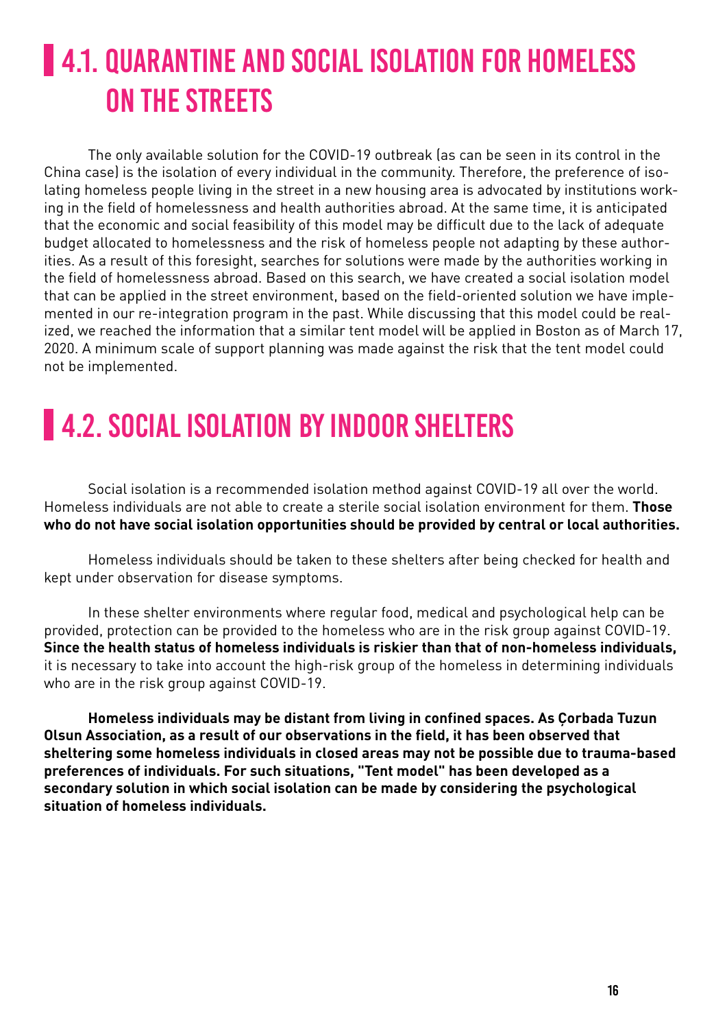## 4.1. QUARANTINE AND SOCIAL ISOLATION FOR HOMELESS ON THE STREETS

The only available solution for the COVID-19 outbreak (as can be seen in its control in the China case) is the isolation of every individual in the community. Therefore, the preference of isolating homeless people living in the street in a new housing area is advocated by institutions working in the field of homelessness and health authorities abroad. At the same time, it is anticipated that the economic and social feasibility of this model may be difficult due to the lack of adequate budget allocated to homelessness and the risk of homeless people not adapting by these authorities. As a result of this foresight, searches for solutions were made by the authorities working in the field of homelessness abroad. Based on this search, we have created a social isolation model that can be applied in the street environment, based on the field-oriented solution we have implemented in our re-integration program in the past. While discussing that this model could be realized, we reached the information that a similar tent model will be applied in Boston as of March 17, 2020. A minimum scale of support planning was made against the risk that the tent model could not be implemented.

## 4.2. SOCIAL ISOLATION BY INDOOR SHELTERS

Social isolation is a recommended isolation method against COVID-19 all over the world. Homeless individuals are not able to create a sterile social isolation environment for them. **Those who do not have social isolation opportunities should be provided by central or local authorities.**

Homeless individuals should be taken to these shelters after being checked for health and kept under observation for disease symptoms.

In these shelter environments where regular food, medical and psychological help can be provided, protection can be provided to the homeless who are in the risk group against COVID-19. **Since the health status of homeless individuals is riskier than that of non-homeless individuals,** it is necessary to take into account the high-risk group of the homeless in determining individuals who are in the risk group against COVID-19.

**Homeless individuals may be distant from living in confined spaces. As Çorbada Tuzun Olsun Association, as a result of our observations in the field, it has been observed that sheltering some homeless individuals in closed areas may not be possible due to trauma-based preferences of individuals. For such situations, "Tent model" has been developed as a secondary solution in which social isolation can be made by considering the psychological situation of homeless individuals.**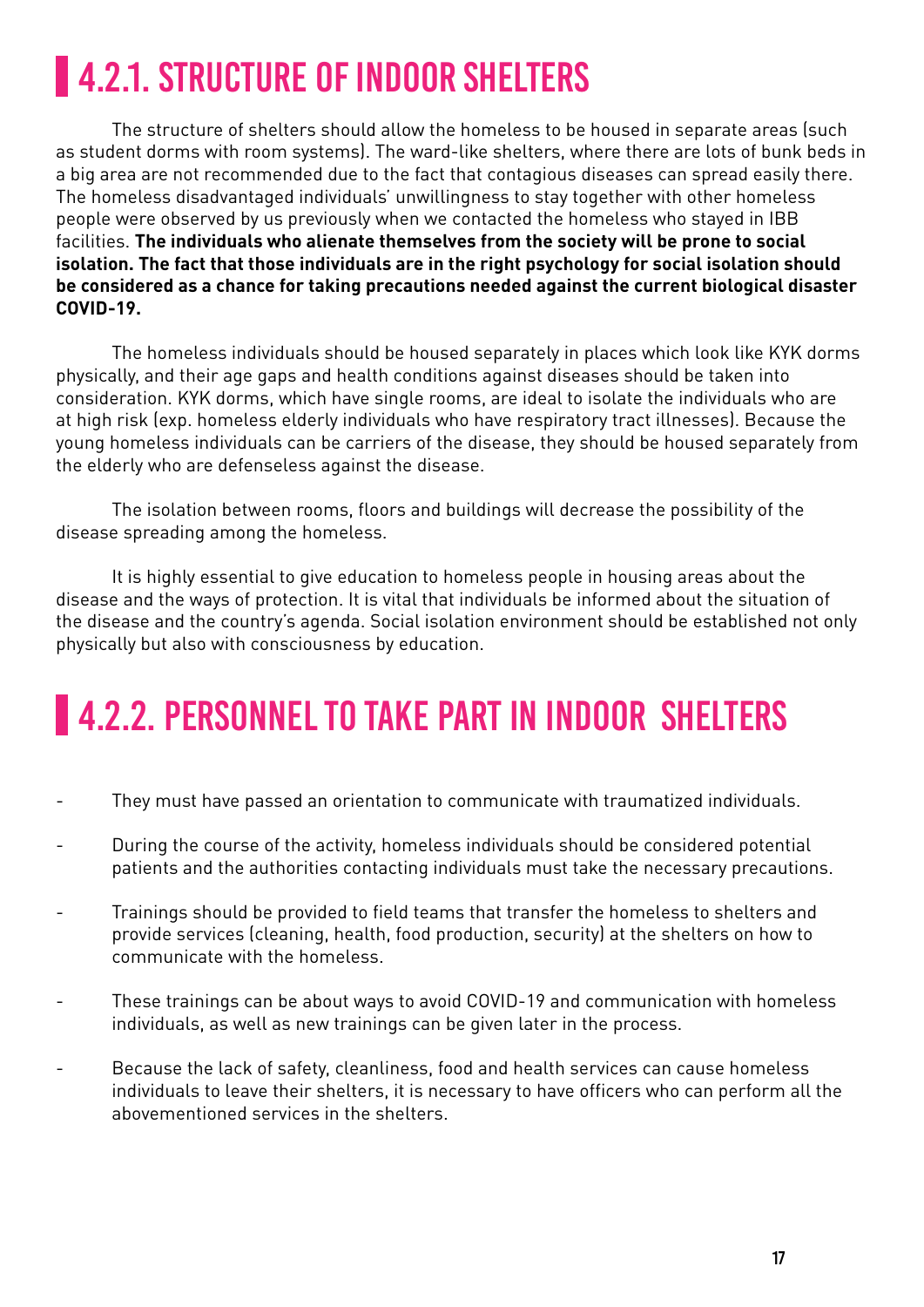## 4.2.1. STRUCTURE OF INDOOR SHELTERS

The structure of shelters should allow the homeless to be housed in separate areas (such as student dorms with room systems). The ward-like shelters, where there are lots of bunk beds in a big area are not recommended due to the fact that contagious diseases can spread easily there. The homeless disadvantaged individuals' unwillingness to stay together with other homeless people were observed by us previously when we contacted the homeless who stayed in IBB facilities. **The individuals who alienate themselves from the society will be prone to social isolation. The fact that those individuals are in the right psychology for social isolation should be considered as a chance for taking precautions needed against the current biological disaster COVID-19.**

The homeless individuals should be housed separately in places which look like KYK dorms physically, and their age gaps and health conditions against diseases should be taken into consideration. KYK dorms, which have single rooms, are ideal to isolate the individuals who are at high risk (exp. homeless elderly individuals who have respiratory tract illnesses). Because the young homeless individuals can be carriers of the disease, they should be housed separately from the elderly who are defenseless against the disease.

The isolation between rooms, floors and buildings will decrease the possibility of the disease spreading among the homeless.

It is highly essential to give education to homeless people in housing areas about the disease and the ways of protection. It is vital that individuals be informed about the situation of the disease and the country's agenda. Social isolation environment should be established not only physically but also with consciousness by education.

## 4.2.2. PERSONNEL TO TAKE PART IN INDOOR SHELTERS

- They must have passed an orientation to communicate with traumatized individuals.
- During the course of the activity, homeless individuals should be considered potential patients and the authorities contacting individuals must take the necessary precautions.
- Trainings should be provided to field teams that transfer the homeless to shelters and provide services (cleaning, health, food production, security) at the shelters on how to communicate with the homeless.
- These trainings can be about ways to avoid COVID-19 and communication with homeless individuals, as well as new trainings can be given later in the process.
- Because the lack of safety, cleanliness, food and health services can cause homeless individuals to leave their shelters, it is necessary to have officers who can perform all the abovementioned services in the shelters.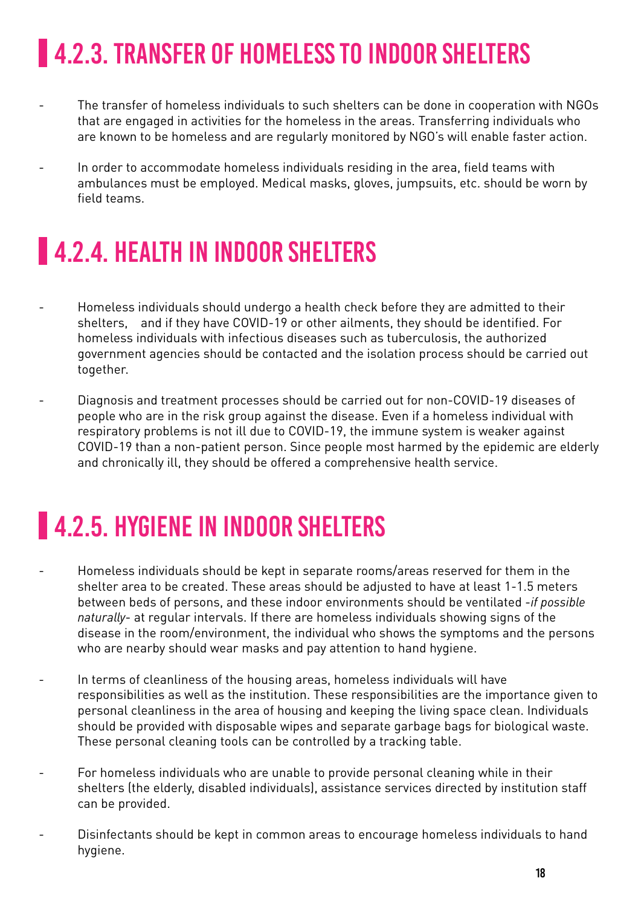## 4.2.3. TRANSFER OF HOMELESS TO INDOOR SHELTERS

- The transfer of homeless individuals to such shelters can be done in cooperation with NGOs that are engaged in activities for the homeless in the areas. Transferring individuals who are known to be homeless and are regularly monitored by NGO's will enable faster action.
- In order to accommodate homeless individuals residing in the area, field teams with ambulances must be employed. Medical masks, gloves, jumpsuits, etc. should be worn by field teams.

## 4.2.4. HEALTH IN INDOOR SHELTERS

- Homeless individuals should undergo a health check before they are admitted to their shelters, and if they have COVID-19 or other ailments, they should be identified. For homeless individuals with infectious diseases such as tuberculosis, the authorized government agencies should be contacted and the isolation process should be carried out together.
- Diagnosis and treatment processes should be carried out for non-COVID-19 diseases of people who are in the risk group against the disease. Even if a homeless individual with respiratory problems is not ill due to COVID-19, the immune system is weaker against COVID-19 than a non-patient person. Since people most harmed by the epidemic are elderly and chronically ill, they should be offered a comprehensive health service.

## 4.2.5. HYGIENE IN INDOOR SHELTERS

- Homeless individuals should be kept in separate rooms/areas reserved for them in the shelter area to be created. These areas should be adjusted to have at least 1-1.5 meters between beds of persons, and these indoor environments should be ventilated -*if possible naturally*- at regular intervals. If there are homeless individuals showing signs of the disease in the room/environment, the individual who shows the symptoms and the persons who are nearby should wear masks and pay attention to hand hygiene.
- In terms of cleanliness of the housing areas, homeless individuals will have responsibilities as well as the institution. These responsibilities are the importance given to personal cleanliness in the area of housing and keeping the living space clean. Individuals should be provided with disposable wipes and separate garbage bags for biological waste. These personal cleaning tools can be controlled by a tracking table.
- For homeless individuals who are unable to provide personal cleaning while in their shelters (the elderly, disabled individuals), assistance services directed by institution staff can be provided.
- Disinfectants should be kept in common areas to encourage homeless individuals to hand hygiene.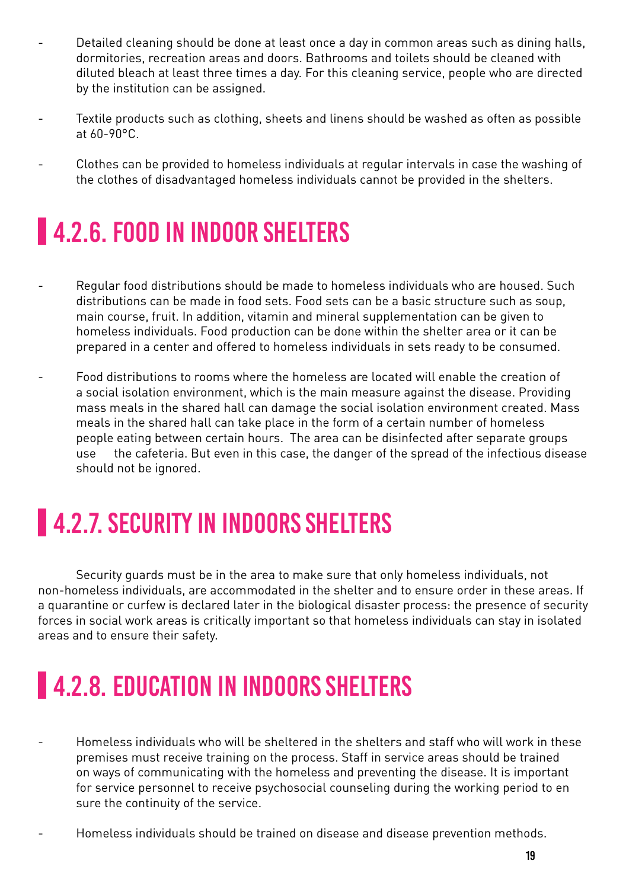- Detailed cleaning should be done at least once a day in common areas such as dining halls, dormitories, recreation areas and doors. Bathrooms and toilets should be cleaned with diluted bleach at least three times a day. For this cleaning service, people who are directed by the institution can be assigned.
- Textile products such as clothing, sheets and linens should be washed as often as possible at 60-90°C.
- Clothes can be provided to homeless individuals at regular intervals in case the washing of the clothes of disadvantaged homeless individuals cannot be provided in the shelters.

## 4.2.6. FOOD IN INDOOR SHELTERS

- Regular food distributions should be made to homeless individuals who are housed. Such distributions can be made in food sets. Food sets can be a basic structure such as soup, main course, fruit. In addition, vitamin and mineral supplementation can be given to homeless individuals. Food production can be done within the shelter area or it can be prepared in a center and offered to homeless individuals in sets ready to be consumed.
- Food distributions to rooms where the homeless are located will enable the creation of a social isolation environment, which is the main measure against the disease. Providing mass meals in the shared hall can damage the social isolation environment created. Mass meals in the shared hall can take place in the form of a certain number of homeless people eating between certain hours. The area can be disinfected after separate groups use the cafeteria. But even in this case, the danger of the spread of the infectious disease should not be ignored.

## 4.2.7. SECURITY IN INDOORS SHELTERS

Security guards must be in the area to make sure that only homeless individuals, not non-homeless individuals, are accommodated in the shelter and to ensure order in these areas. If a quarantine or curfew is declared later in the biological disaster process: the presence of security forces in social work areas is critically important so that homeless individuals can stay in isolated areas and to ensure their safety.

## 4.2.8. EDUCATION IN INDOORS SHELTERS

- Homeless individuals who will be sheltered in the shelters and staff who will work in these premises must receive training on the process. Staff in service areas should be trained on ways of communicating with the homeless and preventing the disease. It is important for service personnel to receive psychosocial counseling during the working period to en sure the continuity of the service.
- Homeless individuals should be trained on disease and disease prevention methods.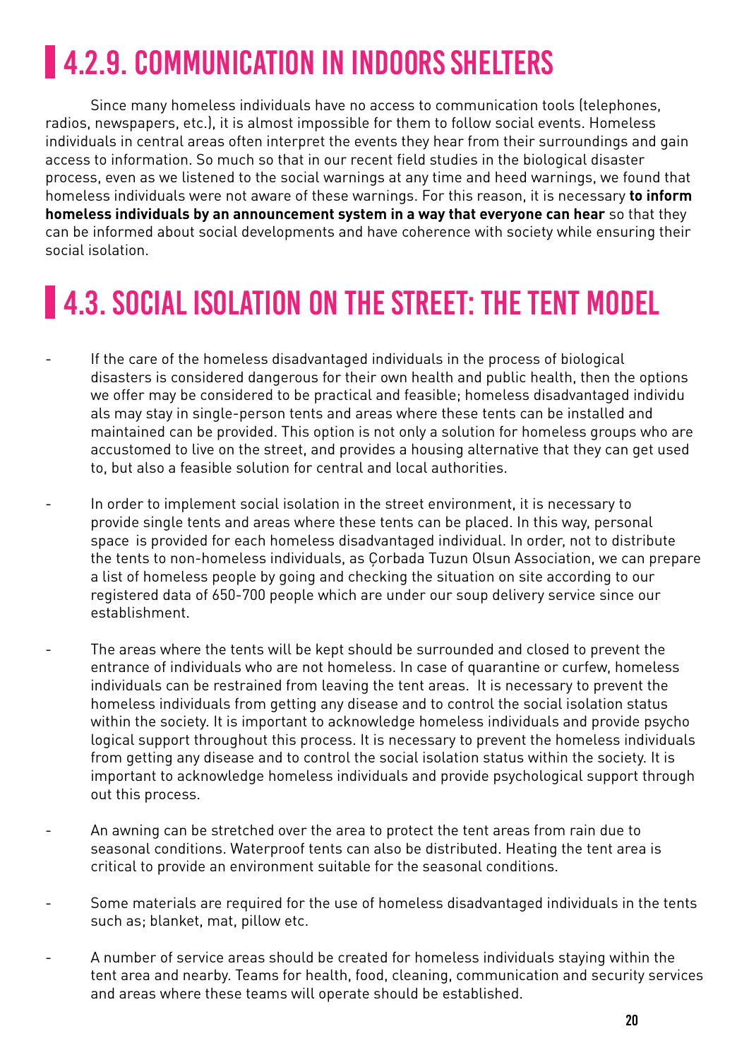## 4.2.9. COMMUNICATION IN INDOORS SHELTERS

Since many homeless individuals have no access to communication tools (telephones, radios, newspapers, etc.), it is almost impossible for them to follow social events. Homeless individuals in central areas often interpret the events they hear from their surroundings and gain access to information. So much so that in our recent field studies in the biological disaster process, even as we listened to the social warnings at any time and heed warnings, we found that homeless individuals were not aware of these warnings. For this reason, it is necessary **to inform homeless individuals by an announcement system in a way that everyone can hear** so that they can be informed about social developments and have coherence with society while ensuring their social isolation.

## 4.3. SOCIAL ISOLATION ON THE STREET: THE TENT MODEL

- If the care of the homeless disadvantaged individuals in the process of biological disasters is considered dangerous for their own health and public health, then the options we offer may be considered to be practical and feasible; homeless disadvantaged individu als may stay in single-person tents and areas where these tents can be installed and maintained can be provided. This option is not only a solution for homeless groups who are accustomed to live on the street, and provides a housing alternative that they can get used to, but also a feasible solution for central and local authorities.

- In order to implement social isolation in the street environment, it is necessary to provide single tents and areas where these tents can be placed. In this way, personal space is provided for each homeless disadvantaged individual. In order, not to distribute the tents to non-homeless individuals, as Çorbada Tuzun Olsun Association, we can prepare a list of homeless people by going and checking the situation on site according to our registered data of 650-700 people which are under our soup delivery service since our establishment.

- The areas where the tents will be kept should be surrounded and closed to prevent the entrance of individuals who are not homeless. In case of quarantine or curfew, homeless individuals can be restrained from leaving the tent areas. It is necessary to prevent the homeless individuals from getting any disease and to control the social isolation status within the society. It is important to acknowledge homeless individuals and provide psycho logical support throughout this process. It is necessary to prevent the homeless individuals from getting any disease and to control the social isolation status within the society. It is important to acknowledge homeless individuals and provide psychological support through out this process.

- An awning can be stretched over the area to protect the tent areas from rain due to seasonal conditions. Waterproof tents can also be distributed. Heating the tent area is critical to provide an environment suitable for the seasonal conditions.

- Some materials are required for the use of homeless disadvantaged individuals in the tents such as; blanket, mat, pillow etc.

- A number of service areas should be created for homeless individuals staying within the tent area and nearby. Teams for health, food, cleaning, communication and security services and areas where these teams will operate should be established.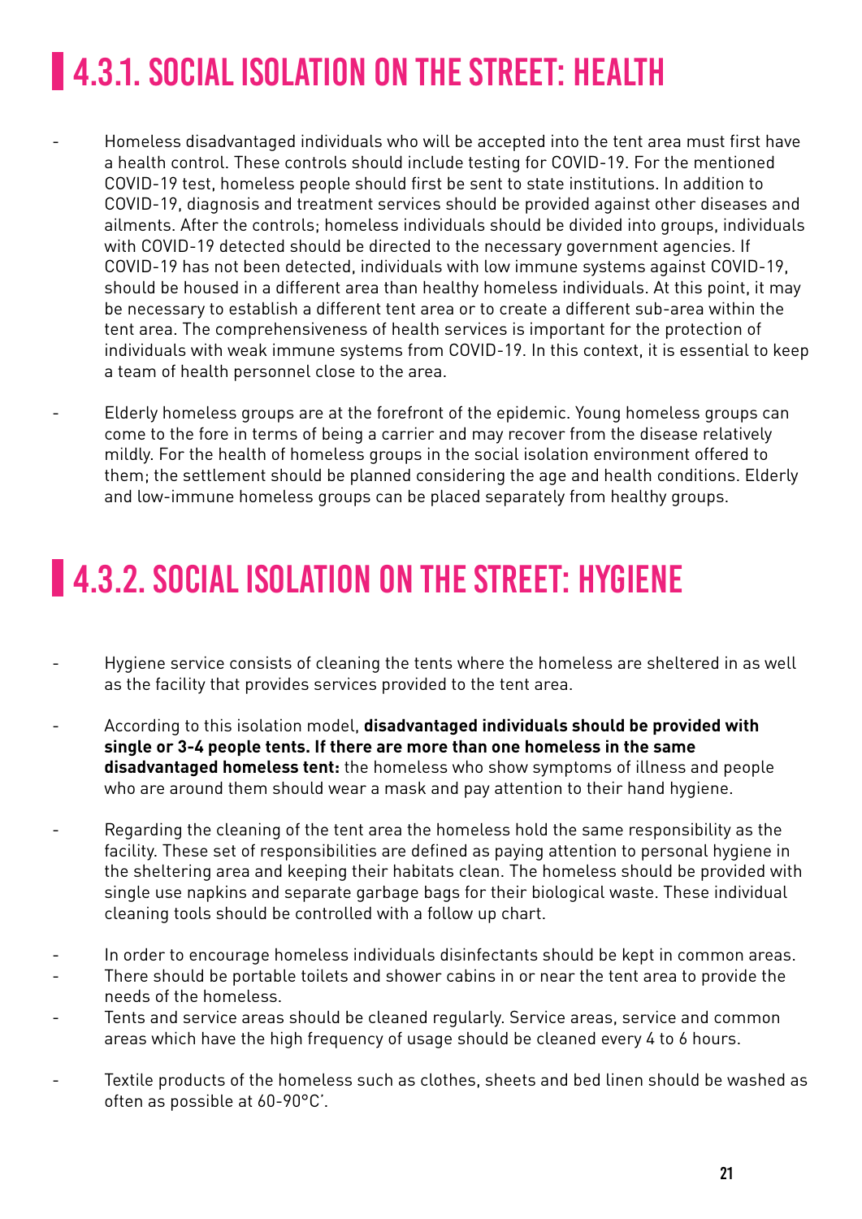## 4.3.1. SOCIAL ISOLATION ON THE STREET: HEALTH

- Homeless disadvantaged individuals who will be accepted into the tent area must first have a health control. These controls should include testing for COVID-19. For the mentioned COVID-19 test, homeless people should first be sent to state institutions. In addition to COVID-19, diagnosis and treatment services should be provided against other diseases and ailments. After the controls; homeless individuals should be divided into groups, individuals with COVID-19 detected should be directed to the necessary government agencies. If COVID-19 has not been detected, individuals with low immune systems against COVID-19, should be housed in a different area than healthy homeless individuals. At this point, it may be necessary to establish a different tent area or to create a different sub-area within the tent area. The comprehensiveness of health services is important for the protection of individuals with weak immune systems from COVID-19. In this context, it is essential to keep a team of health personnel close to the area.

- Elderly homeless groups are at the forefront of the epidemic. Young homeless groups can come to the fore in terms of being a carrier and may recover from the disease relatively mildly. For the health of homeless groups in the social isolation environment offered to them; the settlement should be planned considering the age and health conditions. Elderly and low-immune homeless groups can be placed separately from healthy groups.

## 4.3.2. SOCIAL ISOLATION ON THE STREET: HYGIENE

- Hygiene service consists of cleaning the tents where the homeless are sheltered in as well as the facility that provides services provided to the tent area.

- According to this isolation model, **disadvantaged individuals should be provided with single or 3-4 people tents. If there are more than one homeless in the same disadvantaged homeless tent:** the homeless who show symptoms of illness and people who are around them should wear a mask and pay attention to their hand hygiene.

- Regarding the cleaning of the tent area the homeless hold the same responsibility as the facility. These set of responsibilities are defined as paying attention to personal hygiene in the sheltering area and keeping their habitats clean. The homeless should be provided with single use napkins and separate garbage bags for their biological waste. These individual cleaning tools should be controlled with a follow up chart.

- In order to encourage homeless individuals disinfectants should be kept in common areas.
- There should be portable toilets and shower cabins in or near the tent area to provide the needs of the homeless.
- Tents and service areas should be cleaned regularly. Service areas, service and common areas which have the high frequency of usage should be cleaned every 4 to 6 hours.

- Textile products of the homeless such as clothes, sheets and bed linen should be washed as often as possible at 60-90°C'.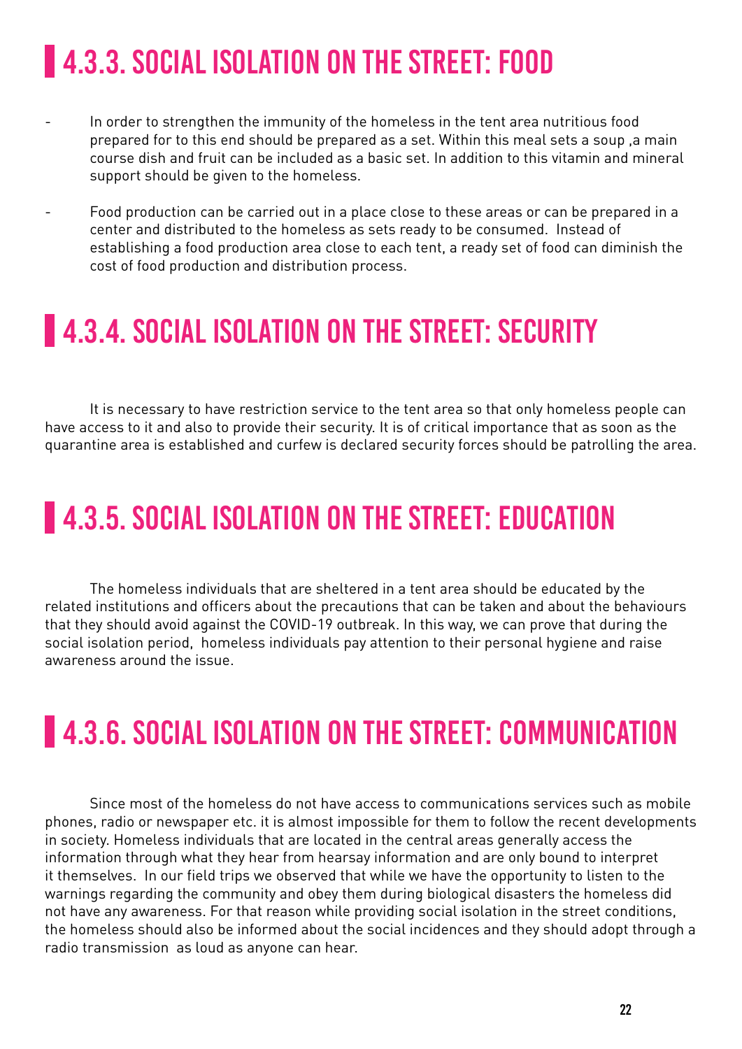## 4.3.3. SOCIAL ISOLATION ON THE STREET: FOOD

- In order to strengthen the immunity of the homeless in the tent area nutritious food prepared for to this end should be prepared as a set. Within this meal sets a soup ,a main course dish and fruit can be included as a basic set. In addition to this vitamin and mineral support should be given to the homeless.
- Food production can be carried out in a place close to these areas or can be prepared in a center and distributed to the homeless as sets ready to be consumed. Instead of establishing a food production area close to each tent, a ready set of food can diminish the cost of food production and distribution process.

## 4.3.4. SOCIAL ISOLATION ON THE STREET: SECURITY

It is necessary to have restriction service to the tent area so that only homeless people can have access to it and also to provide their security. It is of critical importance that as soon as the quarantine area is established and curfew is declared security forces should be patrolling the area.

## 4.3.5. SOCIAL ISOLATION ON THE STREET: EDUCATION

The homeless individuals that are sheltered in a tent area should be educated by the related institutions and officers about the precautions that can be taken and about the behaviours that they should avoid against the COVID-19 outbreak. In this way, we can prove that during the social isolation period, homeless individuals pay attention to their personal hygiene and raise awareness around the issue.

## 4.3.6. SOCIAL ISOLATION ON THE STREET: COMMUNICATION

Since most of the homeless do not have access to communications services such as mobile phones, radio or newspaper etc. it is almost impossible for them to follow the recent developments in society. Homeless individuals that are located in the central areas generally access the information through what they hear from hearsay information and are only bound to interpret it themselves. In our field trips we observed that while we have the opportunity to listen to the warnings regarding the community and obey them during biological disasters the homeless did not have any awareness. For that reason while providing social isolation in the street conditions, the homeless should also be informed about the social incidences and they should adopt through a radio transmission as loud as anyone can hear.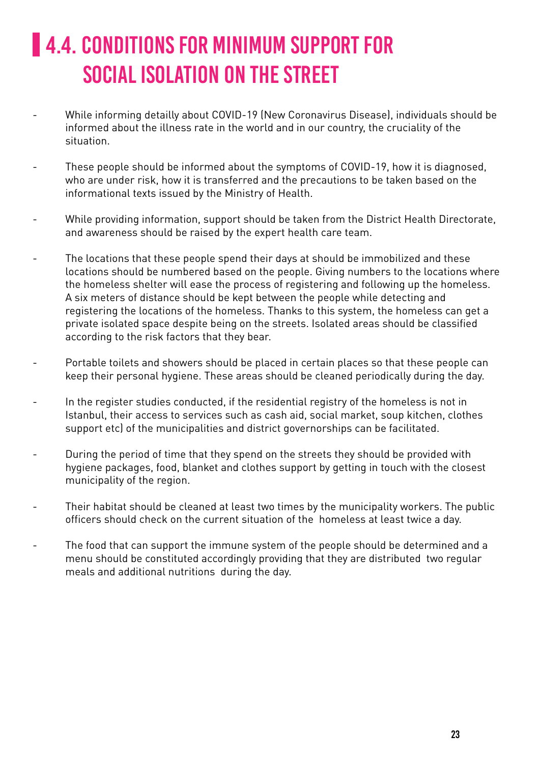## 4.4. CONDITIONS FOR MINIMUM SUPPORT FOR SOCIAL ISOLATION ON THE STREET

- While informing detailly about COVID-19 (New Coronavirus Disease), individuals should be informed about the illness rate in the world and in our country, the cruciality of the situation.
- These people should be informed about the symptoms of COVID-19, how it is diagnosed, who are under risk, how it is transferred and the precautions to be taken based on the informational texts issued by the Ministry of Health.
- While providing information, support should be taken from the District Health Directorate, and awareness should be raised by the expert health care team.
- The locations that these people spend their days at should be immobilized and these locations should be numbered based on the people. Giving numbers to the locations where the homeless shelter will ease the process of registering and following up the homeless. A six meters of distance should be kept between the people while detecting and registering the locations of the homeless. Thanks to this system, the homeless can get a private isolated space despite being on the streets. Isolated areas should be classified according to the risk factors that they bear.
- Portable toilets and showers should be placed in certain places so that these people can keep their personal hygiene. These areas should be cleaned periodically during the day.
- In the register studies conducted, if the residential registry of the homeless is not in Istanbul, their access to services such as cash aid, social market, soup kitchen, clothes support etc) of the municipalities and district governorships can be facilitated.
- During the period of time that they spend on the streets they should be provided with hygiene packages, food, blanket and clothes support by getting in touch with the closest municipality of the region.
- Their habitat should be cleaned at least two times by the municipality workers. The public officers should check on the current situation of the homeless at least twice a day.
- The food that can support the immune system of the people should be determined and a menu should be constituted accordingly providing that they are distributed two regular meals and additional nutritions during the day.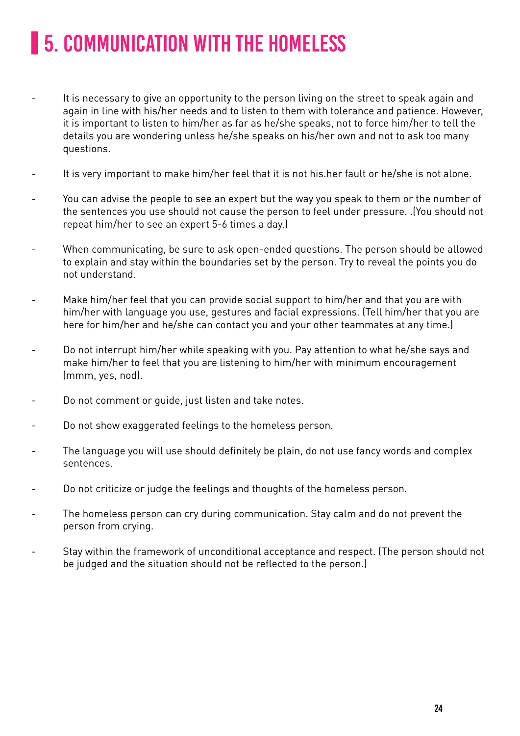# 5. COMMUNICATION WITH THE HOMELESS

- It is necessary to give an opportunity to the person living on the street to speak again and again in line with his/her needs and to listen to them with tolerance and patience. However, it is important to listen to him/her as far as he/she speaks, not to force him/her to tell the details you are wondering unless he/she speaks on his/her own and not to ask too many questions.
- It is very important to make him/her feel that it is not his.her fault or he/she is not alone.
- You can advise the people to see an expert but the way you speak to them or the number of the sentences you use should not cause the person to feel under pressure. .(You should not repeat him/her to see an expert 5-6 times a day.)
- When communicating, be sure to ask open-ended questions. The person should be allowed to explain and stay within the boundaries set by the person. Try to reveal the points you do not understand.
- Make him/her feel that you can provide social support to him/her and that you are with him/her with language you use, gestures and facial expressions. (Tell him/her that you are here for him/her and he/she can contact you and your other teammates at any time.)
- Do not interrupt him/her while speaking with you. Pay attention to what he/she says and make him/her to feel that you are listening to him/her with minimum encouragement (mmm, yes, nod).
- Do not comment or guide, just listen and take notes.
- Do not show exaggerated feelings to the homeless person.
- The language you will use should definitely be plain, do not use fancy words and complex sentences.
- Do not criticize or judge the feelings and thoughts of the homeless person.
- The homeless person can cry during communication. Stay calm and do not prevent the person from crying.
- Stay within the framework of unconditional acceptance and respect. (The person should not be judged and the situation should not be reflected to the person.)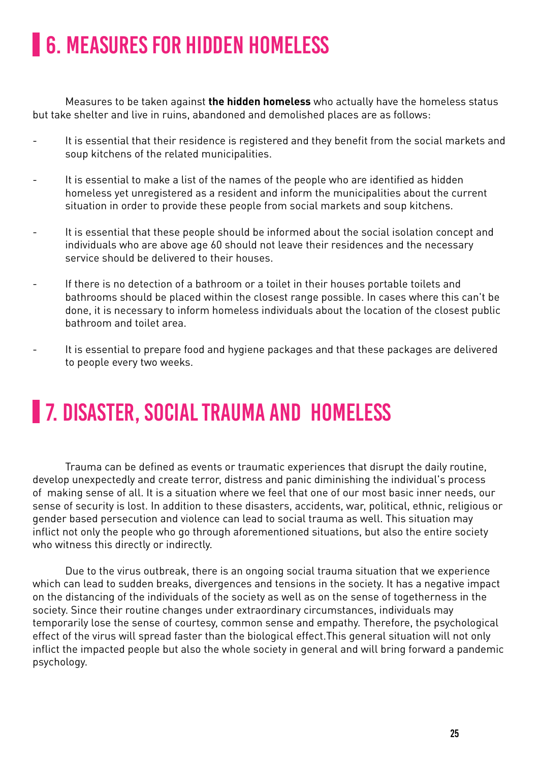# 6. MEASURES FOR HIDDEN HOMELESS

Measures to be taken against **the hidden homeless** who actually have the homeless status but take shelter and live in ruins, abandoned and demolished places are as follows:

- It is essential that their residence is registered and they benefit from the social markets and soup kitchens of the related municipalities.
- It is essential to make a list of the names of the people who are identified as hidden homeless yet unregistered as a resident and inform the municipalities about the current situation in order to provide these people from social markets and soup kitchens.
- It is essential that these people should be informed about the social isolation concept and individuals who are above age 60 should not leave their residences and the necessary service should be delivered to their houses.
- If there is no detection of a bathroom or a toilet in their houses portable toilets and bathrooms should be placed within the closest range possible. In cases where this can't be done, it is necessary to inform homeless individuals about the location of the closest public bathroom and toilet area.
- It is essential to prepare food and hygiene packages and that these packages are delivered to people every two weeks.

# 7. DISASTER, SOCIAL TRAUMA AND HOMELESS

Trauma can be defined as events or traumatic experiences that disrupt the daily routine, develop unexpectedly and create terror, distress and panic diminishing the individual's process of making sense of all. It is a situation where we feel that one of our most basic inner needs, our sense of security is lost. In addition to these disasters, accidents, war, political, ethnic, religious or gender based persecution and violence can lead to social trauma as well. This situation may inflict not only the people who go through aforementioned situations, but also the entire society who witness this directly or indirectly.

Due to the virus outbreak, there is an ongoing social trauma situation that we experience which can lead to sudden breaks, divergences and tensions in the society. It has a negative impact on the distancing of the individuals of the society as well as on the sense of togetherness in the society. Since their routine changes under extraordinary circumstances, individuals may temporarily lose the sense of courtesy, common sense and empathy. Therefore, the psychological effect of the virus will spread faster than the biological effect.This general situation will not only inflict the impacted people but also the whole society in general and will bring forward a pandemic psychology.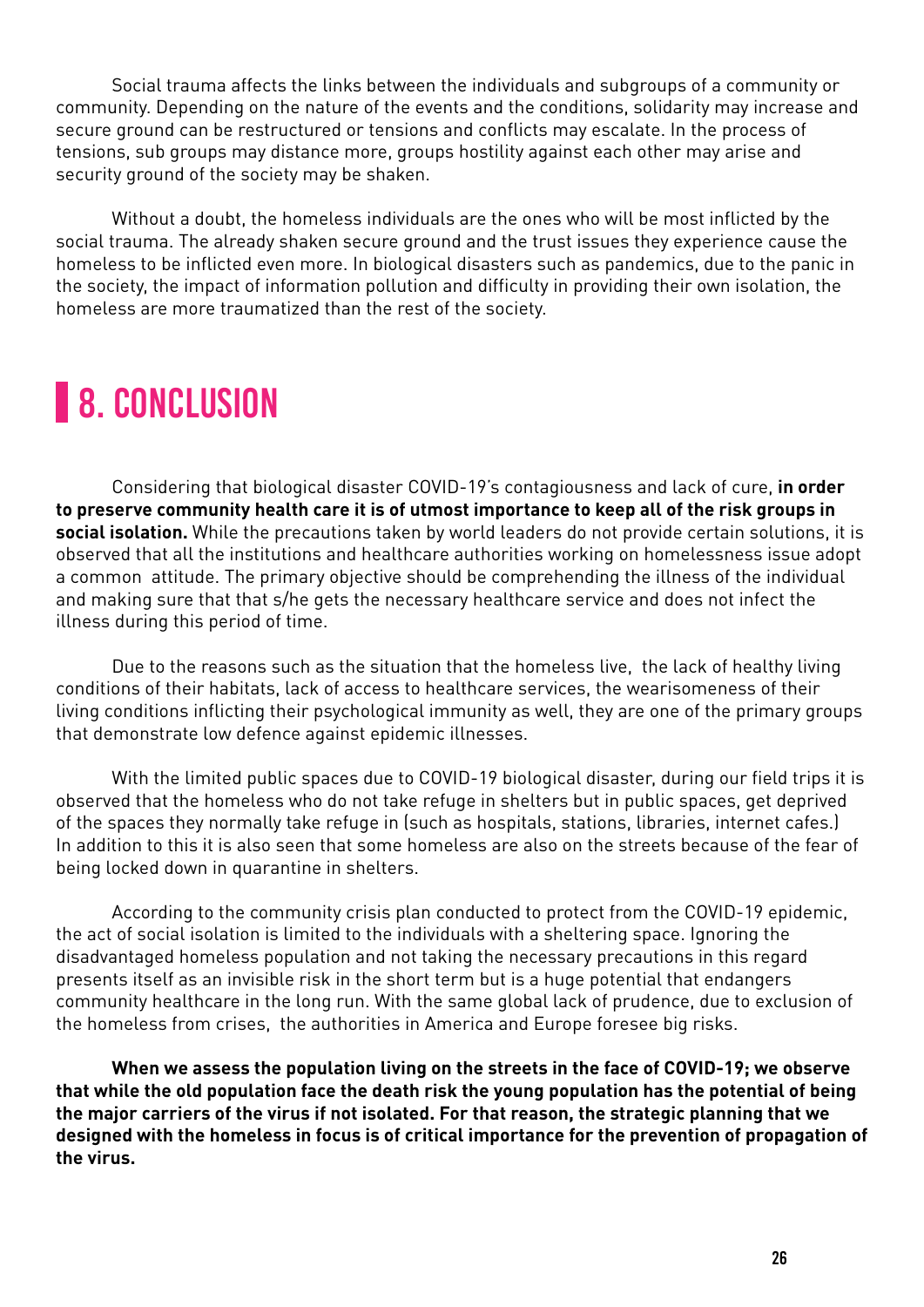Social trauma affects the links between the individuals and subgroups of a community or community. Depending on the nature of the events and the conditions, solidarity may increase and secure ground can be restructured or tensions and conflicts may escalate. In the process of tensions, sub groups may distance more, groups hostility against each other may arise and security ground of the society may be shaken.

Without a doubt, the homeless individuals are the ones who will be most inflicted by the social trauma. The already shaken secure ground and the trust issues they experience cause the homeless to be inflicted even more. In biological disasters such as pandemics, due to the panic in the society, the impact of information pollution and difficulty in providing their own isolation, the homeless are more traumatized than the rest of the society.

## 8. CONCLUSION

Considering that biological disaster COVID-19's contagiousness and lack of cure, **in order to preserve community health care it is of utmost importance to keep all of the risk groups in social isolation.** While the precautions taken by world leaders do not provide certain solutions, it is observed that all the institutions and healthcare authorities working on homelessness issue adopt a common attitude. The primary objective should be comprehending the illness of the individual and making sure that that s/he gets the necessary healthcare service and does not infect the illness during this period of time.

Due to the reasons such as the situation that the homeless live, the lack of healthy living conditions of their habitats, lack of access to healthcare services, the wearisomeness of their living conditions inflicting their psychological immunity as well, they are one of the primary groups that demonstrate low defence against epidemic illnesses.

With the limited public spaces due to COVID-19 biological disaster, during our field trips it is observed that the homeless who do not take refuge in shelters but in public spaces, get deprived of the spaces they normally take refuge in (such as hospitals, stations, libraries, internet cafes.) In addition to this it is also seen that some homeless are also on the streets because of the fear of being locked down in quarantine in shelters.

According to the community crisis plan conducted to protect from the COVID-19 epidemic, the act of social isolation is limited to the individuals with a sheltering space. Ignoring the disadvantaged homeless population and not taking the necessary precautions in this regard presents itself as an invisible risk in the short term but is a huge potential that endangers community healthcare in the long run. With the same global lack of prudence, due to exclusion of the homeless from crises, the authorities in America and Europe foresee big risks.

**When we assess the population living on the streets in the face of COVID-19; we observe that while the old population face the death risk the young population has the potential of being the major carriers of the virus if not isolated. For that reason, the strategic planning that we designed with the homeless in focus is of critical importance for the prevention of propagation of the virus.**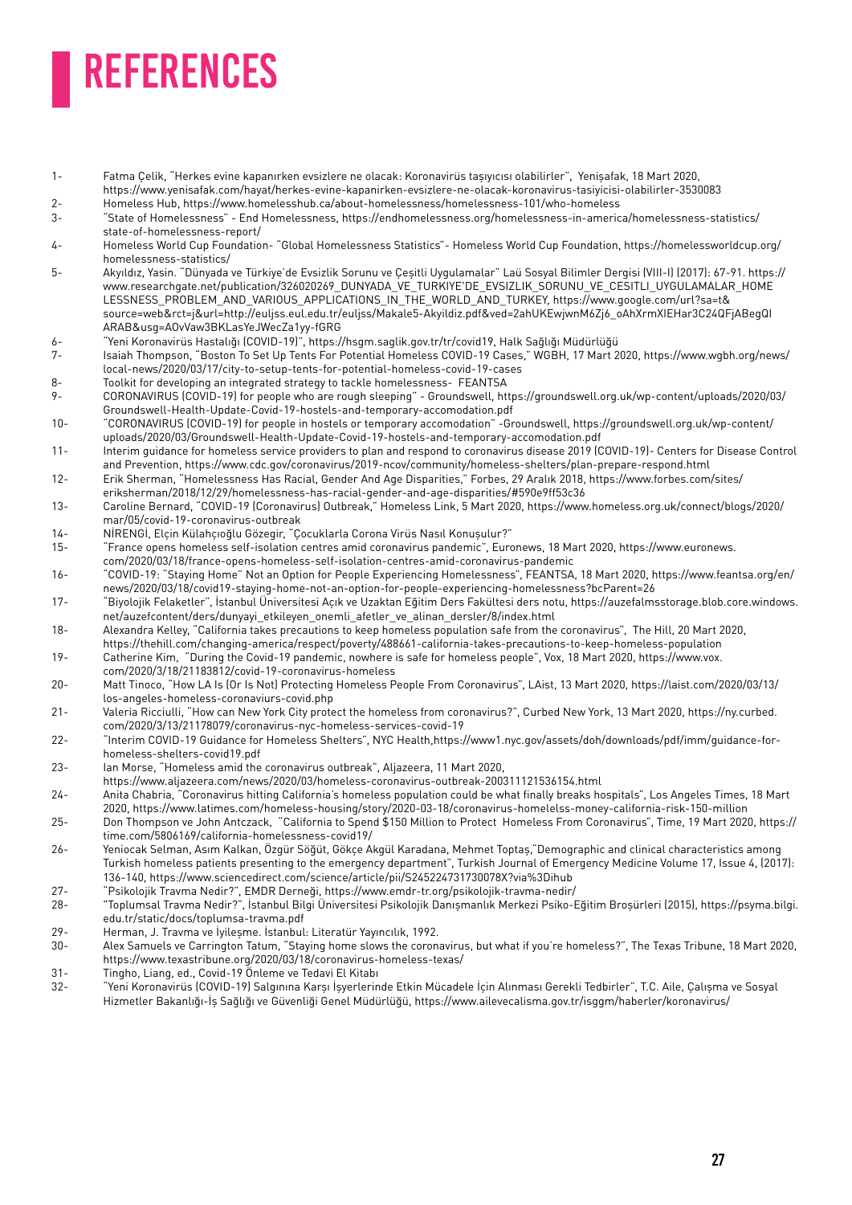# REFERENCES

1- Fatma Çelik, "Herkes evine kapanırken evsizlere ne olacak: Koronavirüs taşıyıcısı olabilirler", Yenişafak, 18 Mart 2020, https://www.yenisafak.com/hayat/herkes-evine-kapanirken-evsizlere-ne-olacak-koronavirus-tasiyicisi-olabilirler-3530083

2- Homeless Hub, https://www.homelesshub.ca/about-homelessness/homelessness-101/who-homeless

3- "State of Homelessness" - End Homelessness, https://endhomelessness.org/homelessness-in-america/homelessness-statistics/state-of-homelessness-report/

4- Homeless World Cup Foundation- "Global Homelessness Statistics"- Homeless World Cup Foundation, https://homelessworldcup.org/homelessness-statistics/

5- Akyıldız, Yasin. "Dünyada ve Türkiye'de Evsizlik Sorunu ve Çeşitli Uygulamalar" Laü Sosyal Bilimler Dergisi (VIII-I) (2017): 67-91. https://www.researchgate.net/publication/326020269_DUNYADA_VE_TURKIYE'DE_EVSIZLIK_SORUNU_VE_CESITLI_UYGULAMALAR_HOMELESSNESS_PROBLEM_AND_VARIOUS_APPLICATIONS_IN_THE_WORLD_AND_TURKEY, https://www.google.com/url?sa=t&source=web&rct=j&url=http://euljss.eul.edu.tr/euljss/Makale5-Akyildiz.pdf&ved=2ahUKEwjwnM6Zj6_oAhXrmXIEHar3C24QFjABegQIARAB&usg=AOvVaw3BKLasYeJWecZa1yy-fGRG

6- "Yeni Koronavirüs Hastalığı (COVID-19)", https://hsgm.saglik.gov.tr/tr/covid19, Halk Sağlığı Müdürlüğü

7- Isaiah Thompson, "Boston To Set Up Tents For Potential Homeless COVID-19 Cases," WGBH, 17 Mart 2020, https://www.wgbh.org/news/local-news/2020/03/17/city-to-setup-tents-for-potential-homeless-covid-19-cases

8- Toolkit for developing an integrated strategy to tackle homelessness- FEANTSA

9- CORONAVIRUS (COVID-19) for people who are rough sleeping" - Groundswell, https://groundswell.org.uk/wp-content/uploads/2020/03/Groundswell-Health-Update-Covid-19-hostels-and-temporary-accomodation.pdf

10- "CORONAVIRUS (COVID-19) for people in hostels or temporary accomodation" -Groundswell, https://groundswell.org.uk/wp-content/uploads/2020/03/Groundswell-Health-Update-Covid-19-hostels-and-temporary-accomodation.pdf

11- Interim guidance for homeless service providers to plan and respond to coronavirus disease 2019 (COVID-19)- Centers for Disease Control and Prevention, https://www.cdc.gov/coronavirus/2019-ncov/community/homeless-shelters/plan-prepare-respond.html

12- Erik Sherman, "Homelessness Has Racial, Gender And Age Disparities," Forbes, 29 Aralık 2018, https://www.forbes.com/sites/eriksherman/2018/12/29/homelessness-has-racial-gender-and-age-disparities/#590e9ff53c36

13- Caroline Bernard, "COVID-19 (Coronavirus) Outbreak," Homeless Link, 5 Mart 2020, https://www.homeless.org.uk/connect/blogs/2020/mar/05/covid-19-coronavirus-outbreak

14- NİRENGİ, Elçin Külahçıoğlu Gözegir, "Çocuklarla Corona Virüs Nasıl Konuşulur?"

15- "France opens homeless self-isolation centres amid coronavirus pandemic", Euronews, 18 Mart 2020, https://www.euronews.com/2020/03/18/france-opens-homeless-self-isolation-centres-amid-coronavirus-pandemic

16- "COVID-19: "Staying Home" Not an Option for People Experiencing Homelessness", FEANTSA, 18 Mart 2020, https://www.feantsa.org/en/news/2020/03/18/covid19-staying-home-not-an-option-for-people-experiencing-homelessness?bcParent=26

17- "Biyolojik Felaketler", İstanbul Üniversitesi Açık ve Uzaktan Eğitim Ders Fakültesi ders notu, https://auzefalmsstorage.blob.core.windows.net/auzefcontent/ders/dunyayi_etkileyen_onemli_afetler_ve_alinan_dersler/8/index.html

18- Alexandra Kelley, "California takes precautions to keep homeless population safe from the coronavirus", The Hill, 20 Mart 2020, https://thehill.com/changing-america/respect/poverty/488661-california-takes-precautions-to-keep-homeless-population

19- Catherine Kim, "During the Covid-19 pandemic, nowhere is safe for homeless people", Vox, 18 Mart 2020, https://www.vox.com/2020/3/18/21183812/covid-19-coronavirus-homeless

20- Matt Tinoco, "How LA Is (Or Is Not) Protecting Homeless People From Coronavirus", LAist, 13 Mart 2020, https://laist.com/2020/03/13/los-angeles-homeless-coronaviurs-covid.php

21- Valeria Ricciulli, "How can New York City protect the homeless from coronavirus?", Curbed New York, 13 Mart 2020, https://ny.curbed.com/2020/3/13/21178079/coronavirus-nyc-homeless-services-covid-19

22- "Interim COVID-19 Guidance for Homeless Shelters", NYC Health,https://www1.nyc.gov/assets/doh/downloads/pdf/imm/guidance-for-homeless-shelters-covid19.pdf

23- Ian Morse, "Homeless amid the coronavirus outbreak", Aljazeera, 11 Mart 2020, https://www.aljazeera.com/news/2020/03/homeless-coronavirus-outbreak-200311121536154.html

24- Anita Chabria, "Coronavirus hitting California's homeless population could be what finally breaks hospitals", Los Angeles Times, 18 Mart 2020, https://www.latimes.com/homeless-housing/story/2020-03-18/coronavirus-homelelss-money-california-risk-150-million

25- Don Thompson ve John Antczack, "California to Spend $150 Million to Protect Homeless From Coronavirus", Time, 19 Mart 2020, https://time.com/5806169/california-homelessness-covid19/

26- Yeniocak Selman, Asım Kalkan, Özgür Söğüt, Gökçe Akgül Karadana, Mehmet Toptaş,"Demographic and clinical characteristics among Turkish homeless patients presenting to the emergency department", Turkish Journal of Emergency Medicine Volume 17, Issue 4, (2017): 136-140, https://www.sciencedirect.com/science/article/pii/S245224731730078X?via%3Dihub

27- "Psikolojik Travma Nedir?", EMDR Derneği, https://www.emdr-tr.org/psikolojik-travma-nedir/

28- "Toplumsal Travma Nedir?", İstanbul Bilgi Üniversitesi Psikolojik Danışmanlık Merkezi Psiko-Eğitim Broşürleri (2015), https://psyma.bilgi.edu.tr/static/docs/toplumsa-travma.pdf

29- Herman, J. Travma ve İyileşme. İstanbul: Literatür Yayıncılık, 1992.

30- Alex Samuels ve Carrington Tatum, "Staying home slows the coronavirus, but what if you're homeless?", The Texas Tribune, 18 Mart 2020, https://www.texastribune.org/2020/03/18/coronavirus-homeless-texas/

31- Tingho, Liang, ed., Covid-19 Önleme ve Tedavi El Kitabı

32- "Yeni Koronavirüs (COVID-19) Salgınına Karşı İşyerlerinde Etkin Mücadele İçin Alınması Gerekli Tedbirler", T.C. Aile, Çalışma ve Sosyal Hizmetler Bakanlığı-İş Sağlığı ve Güvenliği Genel Müdürlüğü, https://www.ailevecalisma.gov.tr/isggm/haberler/koronavirus/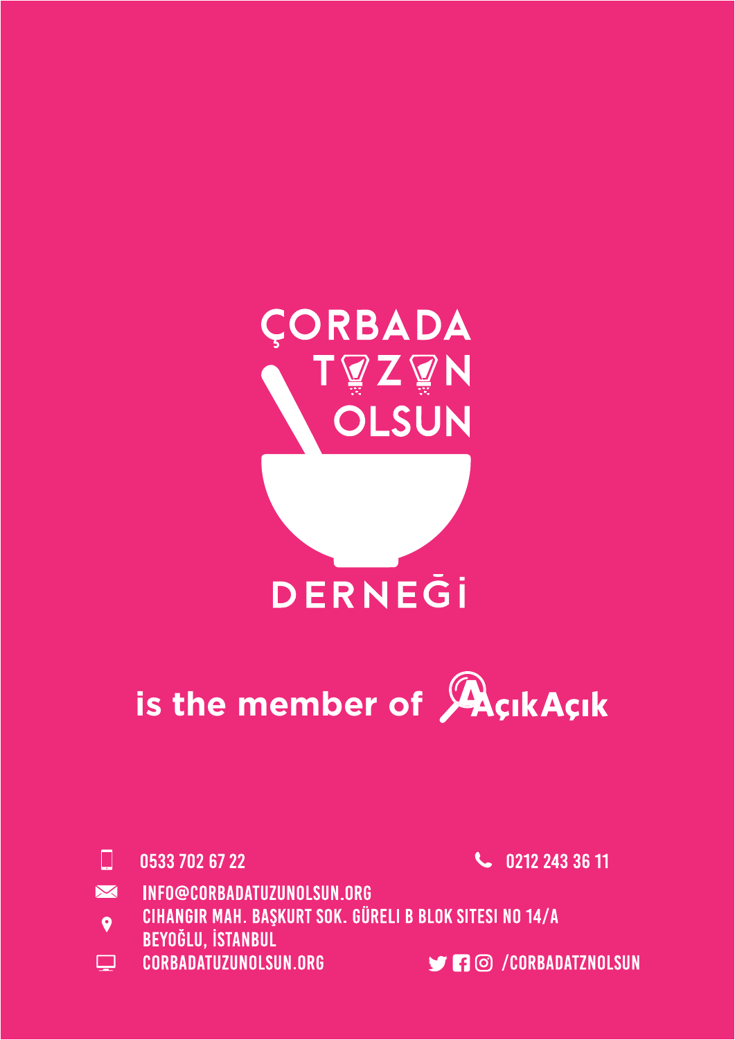ÇORBADA TUZUN OLSUN

DERNEĞİ

**is the member of AçıkAçık**

0533 702 67 22

0212 243 36 11

INFO@CORBADATUZUNOLSUN.ORG

CIHANGIR MAH. BAŞKURT SOK. GÜRELI B BLOK SITESI NO 14/A
BEYOĞLU, İSTANBUL

CORBADATUZUNOLSUN.ORG

/CORBADATZNOLSUN